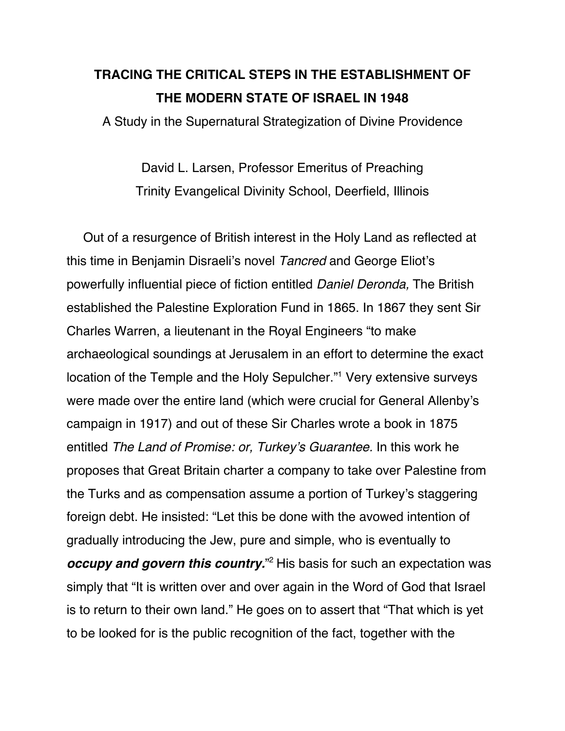# TRACING THE CRITICAL STEPS IN THE ESTABLISHMENT OF THE MODERN STATE OF ISRAEL IN 1948

A Study in the Supernatural Strategization of Divine Providence

David L. Larsen, Professor Emeritus of Preaching
Trinity Evangelical Divinity School, Deerfield, Illinois

Out of a resurgence of British interest in the Holy Land as reflected at this time in Benjamin Disraeli's novel *Tancred* and George Eliot's powerfully influential piece of fiction entitled *Daniel Deronda,* The British established the Palestine Exploration Fund in 1865. In 1867 they sent Sir Charles Warren, a lieutenant in the Royal Engineers "to make archaeological soundings at Jerusalem in an effort to determine the exact location of the Temple and the Holy Sepulcher."[1] Very extensive surveys were made over the entire land (which were crucial for General Allenby's campaign in 1917) and out of these Sir Charles wrote a book in 1875 entitled *The Land of Promise: or, Turkey's Guarantee.* In this work he proposes that Great Britain charter a company to take over Palestine from the Turks and as compensation assume a portion of Turkey's staggering foreign debt. He insisted: "Let this be done with the avowed intention of gradually introducing the Jew, pure and simple, who is eventually to ***occupy and govern this country.***"[2] His basis for such an expectation was simply that "It is written over and over again in the Word of God that Israel is to return to their own land." He goes on to assert that "That which is yet to be looked for is the public recognition of the fact, together with the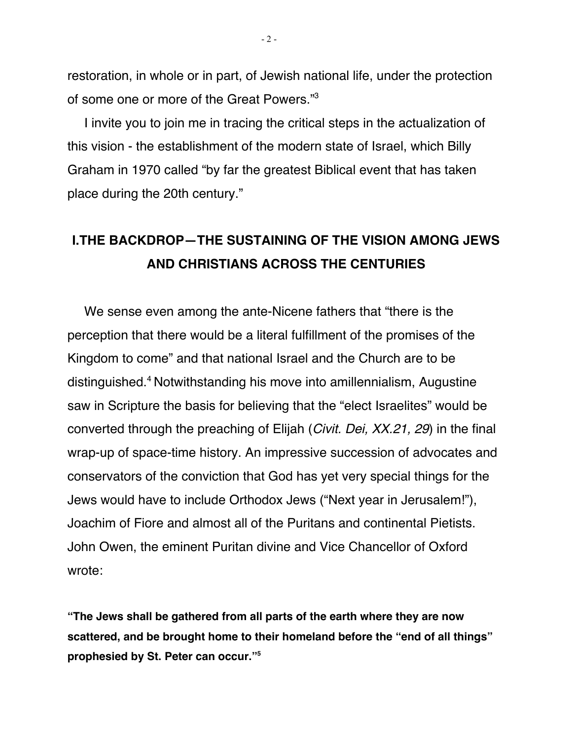restoration, in whole or in part, of Jewish national life, under the protection of some one or more of the Great Powers."[3]

I invite you to join me in tracing the critical steps in the actualization of this vision - the establishment of the modern state of Israel, which Billy Graham in 1970 called "by far the greatest Biblical event that has taken place during the 20th century."

## I.THE BACKDROP—THE SUSTAINING OF THE VISION AMONG JEWS AND CHRISTIANS ACROSS THE CENTURIES

We sense even among the ante-Nicene fathers that "there is the perception that there would be a literal fulfillment of the promises of the Kingdom to come" and that national Israel and the Church are to be distinguished.[4] Notwithstanding his move into amillennialism, Augustine saw in Scripture the basis for believing that the "elect Israelites" would be converted through the preaching of Elijah (*Civit. Dei, XX.21, 29*) in the final wrap-up of space-time history. An impressive succession of advocates and conservators of the conviction that God has yet very special things for the Jews would have to include Orthodox Jews ("Next year in Jerusalem!"), Joachim of Fiore and almost all of the Puritans and continental Pietists. John Owen, the eminent Puritan divine and Vice Chancellor of Oxford wrote:

**"The Jews shall be gathered from all parts of the earth where they are now scattered, and be brought home to their homeland before the "end of all things" prophesied by St. Peter can occur."[5]**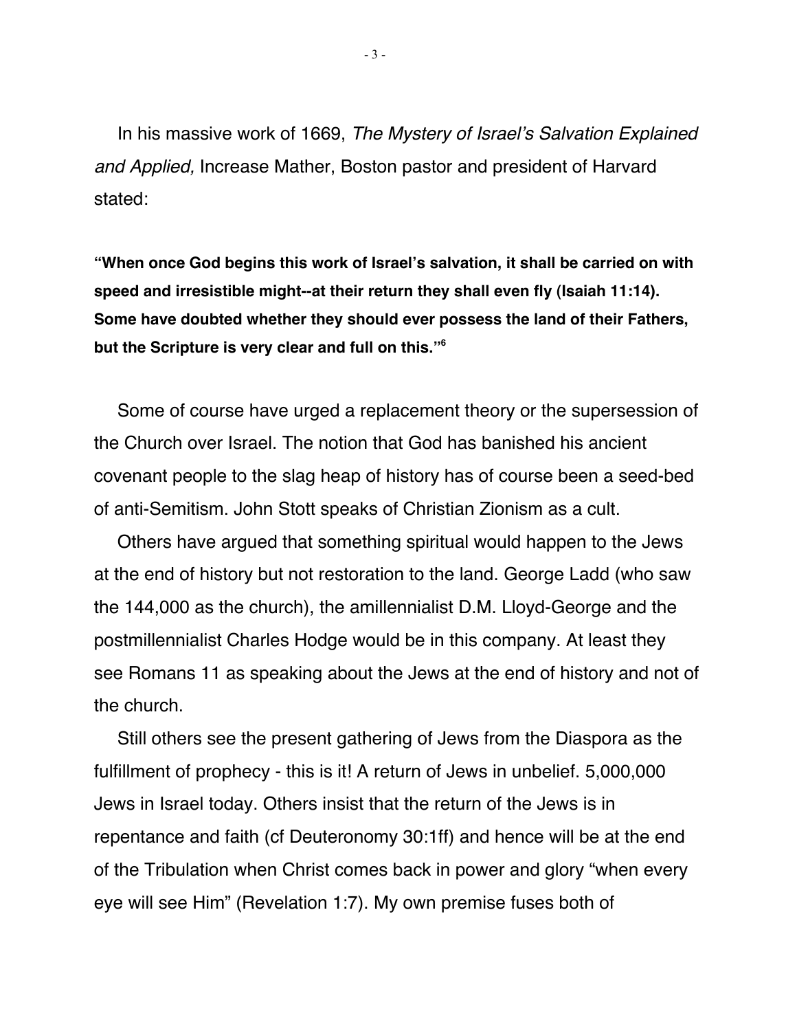In his massive work of 1669, *The Mystery of Israel's Salvation Explained and Applied,* Increase Mather, Boston pastor and president of Harvard stated:

**"When once God begins this work of Israel's salvation, it shall be carried on with speed and irresistible might--at their return they shall even fly (Isaiah 11:14). Some have doubted whether they should ever possess the land of their Fathers, but the Scripture is very clear and full on this."[6]**

Some of course have urged a replacement theory or the supersession of the Church over Israel. The notion that God has banished his ancient covenant people to the slag heap of history has of course been a seed-bed of anti-Semitism. John Stott speaks of Christian Zionism as a cult.

Others have argued that something spiritual would happen to the Jews at the end of history but not restoration to the land. George Ladd (who saw the 144,000 as the church), the amillennialist D.M. Lloyd-George and the postmillennialist Charles Hodge would be in this company. At least they see Romans 11 as speaking about the Jews at the end of history and not of the church.

Still others see the present gathering of Jews from the Diaspora as the fulfillment of prophecy - this is it! A return of Jews in unbelief. 5,000,000 Jews in Israel today. Others insist that the return of the Jews is in repentance and faith (cf Deuteronomy 30:1ff) and hence will be at the end of the Tribulation when Christ comes back in power and glory "when every eye will see Him" (Revelation 1:7). My own premise fuses both of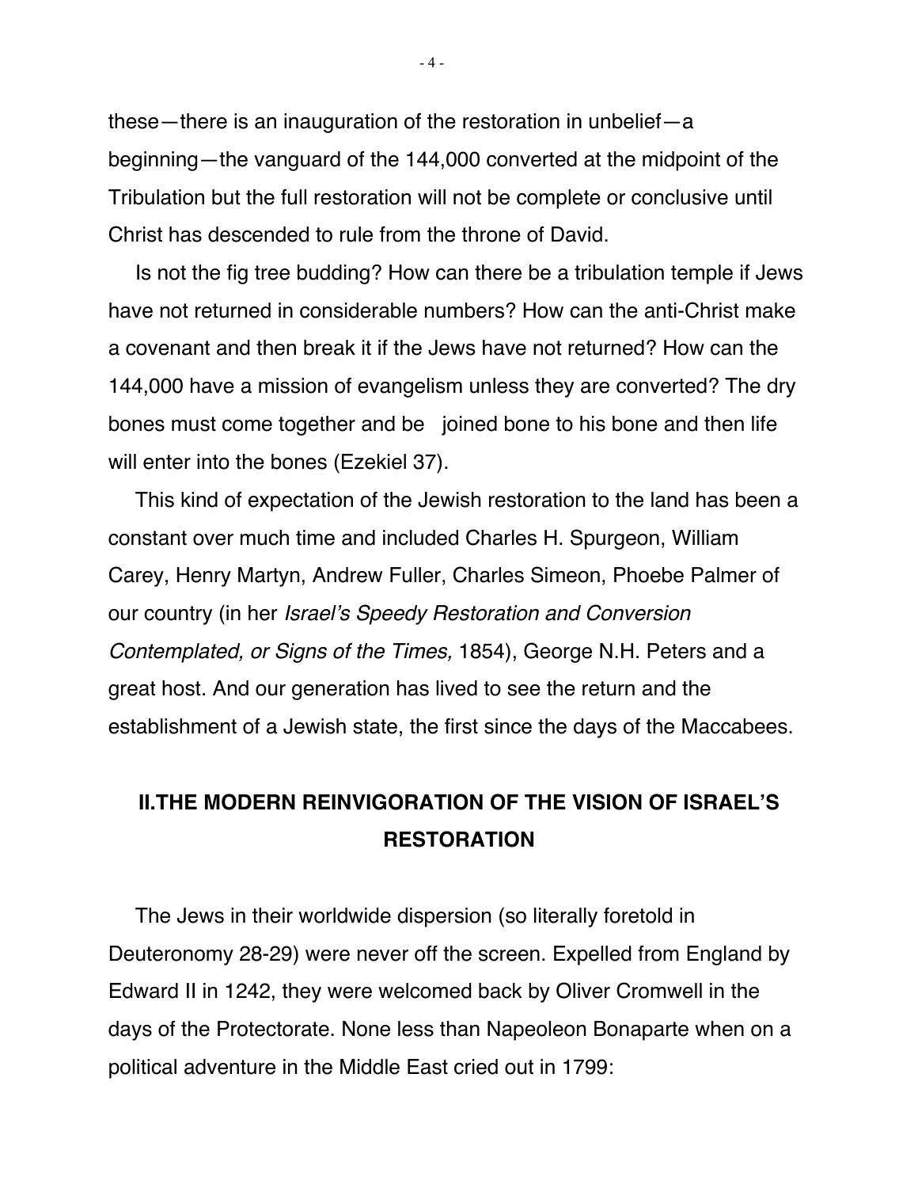these—there is an inauguration of the restoration in unbelief—a beginning—the vanguard of the 144,000 converted at the midpoint of the Tribulation but the full restoration will not be complete or conclusive until Christ has descended to rule from the throne of David.

Is not the fig tree budding? How can there be a tribulation temple if Jews have not returned in considerable numbers? How can the anti-Christ make a covenant and then break it if the Jews have not returned? How can the 144,000 have a mission of evangelism unless they are converted? The dry bones must come together and be joined bone to his bone and then life will enter into the bones (Ezekiel 37).

This kind of expectation of the Jewish restoration to the land has been a constant over much time and included Charles H. Spurgeon, William Carey, Henry Martyn, Andrew Fuller, Charles Simeon, Phoebe Palmer of our country (in her *Israel's Speedy Restoration and Conversion Contemplated, or Signs of the Times,* 1854), George N.H. Peters and a great host. And our generation has lived to see the return and the establishment of a Jewish state, the first since the days of the Maccabees.

## II.THE MODERN REINVIGORATION OF THE VISION OF ISRAEL'S RESTORATION

The Jews in their worldwide dispersion (so literally foretold in Deuteronomy 28-29) were never off the screen. Expelled from England by Edward II in 1242, they were welcomed back by Oliver Cromwell in the days of the Protectorate. None less than Napeoleon Bonaparte when on a political adventure in the Middle East cried out in 1799: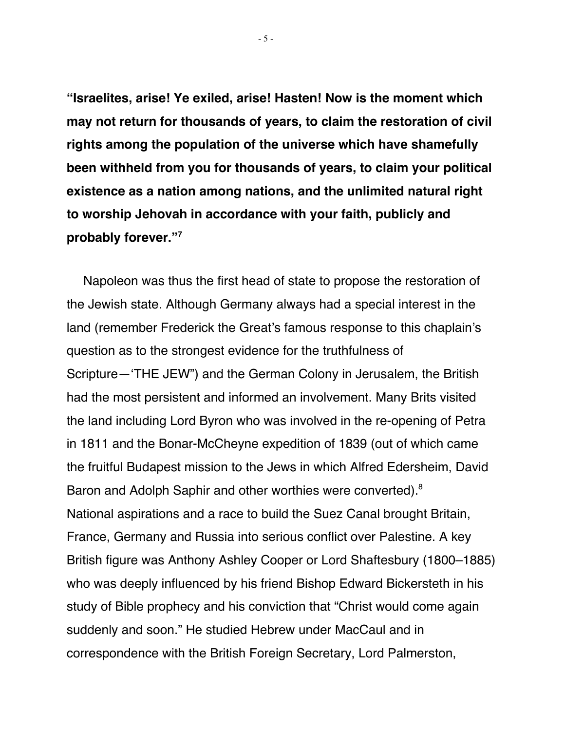**"Israelites, arise! Ye exiled, arise! Hasten! Now is the moment which may not return for thousands of years, to claim the restoration of civil rights among the population of the universe which have shamefully been withheld from you for thousands of years, to claim your political existence as a nation among nations, and the unlimited natural right to worship Jehovah in accordance with your faith, publicly and probably forever."[7]**

Napoleon was thus the first head of state to propose the restoration of the Jewish state. Although Germany always had a special interest in the land (remember Frederick the Great's famous response to this chaplain's question as to the strongest evidence for the truthfulness of Scripture—'THE JEW") and the German Colony in Jerusalem, the British had the most persistent and informed an involvement. Many Brits visited the land including Lord Byron who was involved in the re-opening of Petra in 1811 and the Bonar-McCheyne expedition of 1839 (out of which came the fruitful Budapest mission to the Jews in which Alfred Edersheim, David Baron and Adolph Saphir and other worthies were converted).[8] National aspirations and a race to build the Suez Canal brought Britain, France, Germany and Russia into serious conflict over Palestine. A key British figure was Anthony Ashley Cooper or Lord Shaftesbury (1800–1885) who was deeply influenced by his friend Bishop Edward Bickersteth in his study of Bible prophecy and his conviction that "Christ would come again suddenly and soon." He studied Hebrew under MacCaul and in correspondence with the British Foreign Secretary, Lord Palmerston,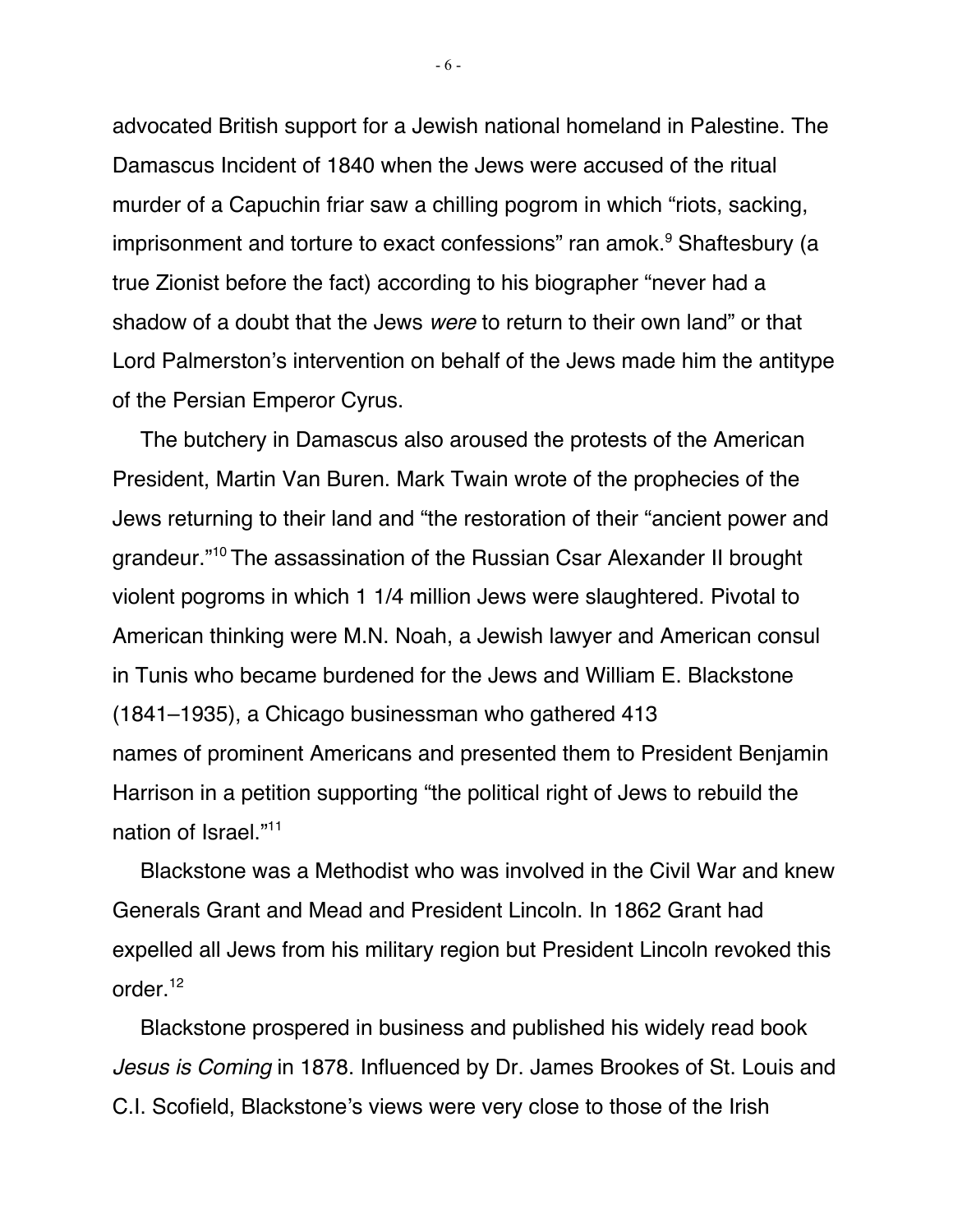advocated British support for a Jewish national homeland in Palestine. The Damascus Incident of 1840 when the Jews were accused of the ritual murder of a Capuchin friar saw a chilling pogrom in which "riots, sacking, imprisonment and torture to exact confessions" ran amok.[9] Shaftesbury (a true Zionist before the fact) according to his biographer "never had a shadow of a doubt that the Jews *were* to return to their own land" or that Lord Palmerston's intervention on behalf of the Jews made him the antitype of the Persian Emperor Cyrus.

The butchery in Damascus also aroused the protests of the American President, Martin Van Buren. Mark Twain wrote of the prophecies of the Jews returning to their land and "the restoration of their "ancient power and grandeur."[10] The assassination of the Russian Csar Alexander II brought violent pogroms in which 1 1/4 million Jews were slaughtered. Pivotal to American thinking were M.N. Noah, a Jewish lawyer and American consul in Tunis who became burdened for the Jews and William E. Blackstone (1841–1935), a Chicago businessman who gathered 413 names of prominent Americans and presented them to President Benjamin Harrison in a petition supporting "the political right of Jews to rebuild the nation of Israel."[11]

Blackstone was a Methodist who was involved in the Civil War and knew Generals Grant and Mead and President Lincoln. In 1862 Grant had expelled all Jews from his military region but President Lincoln revoked this order.[12]

Blackstone prospered in business and published his widely read book *Jesus is Coming* in 1878. Influenced by Dr. James Brookes of St. Louis and C.I. Scofield, Blackstone's views were very close to those of the Irish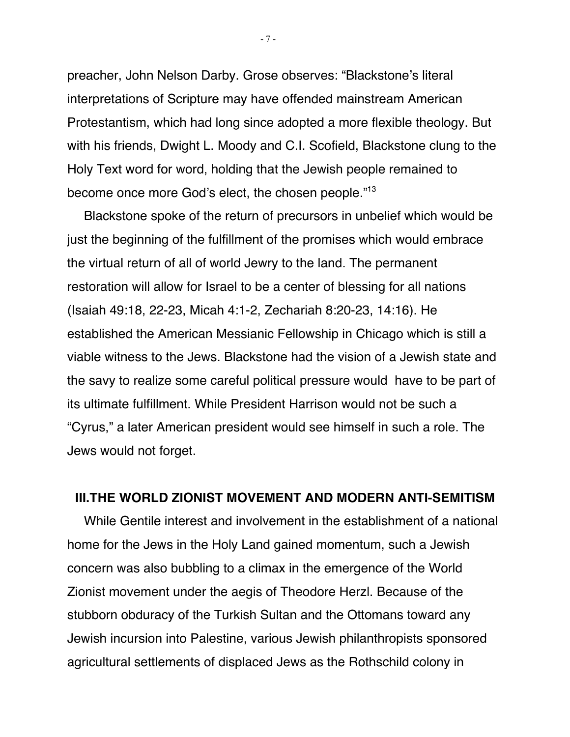preacher, John Nelson Darby. Grose observes: "Blackstone's literal interpretations of Scripture may have offended mainstream American Protestantism, which had long since adopted a more flexible theology. But with his friends, Dwight L. Moody and C.I. Scofield, Blackstone clung to the Holy Text word for word, holding that the Jewish people remained to become once more God's elect, the chosen people."[13]

Blackstone spoke of the return of precursors in unbelief which would be just the beginning of the fulfillment of the promises which would embrace the virtual return of all of world Jewry to the land. The permanent restoration will allow for Israel to be a center of blessing for all nations (Isaiah 49:18, 22-23, Micah 4:1-2, Zechariah 8:20-23, 14:16). He established the American Messianic Fellowship in Chicago which is still a viable witness to the Jews. Blackstone had the vision of a Jewish state and the savy to realize some careful political pressure would have to be part of its ultimate fulfillment. While President Harrison would not be such a "Cyrus," a later American president would see himself in such a role. The Jews would not forget.

## III.THE WORLD ZIONIST MOVEMENT AND MODERN ANTI-SEMITISM

While Gentile interest and involvement in the establishment of a national home for the Jews in the Holy Land gained momentum, such a Jewish concern was also bubbling to a climax in the emergence of the World Zionist movement under the aegis of Theodore Herzl. Because of the stubborn obduracy of the Turkish Sultan and the Ottomans toward any Jewish incursion into Palestine, various Jewish philanthropists sponsored agricultural settlements of displaced Jews as the Rothschild colony in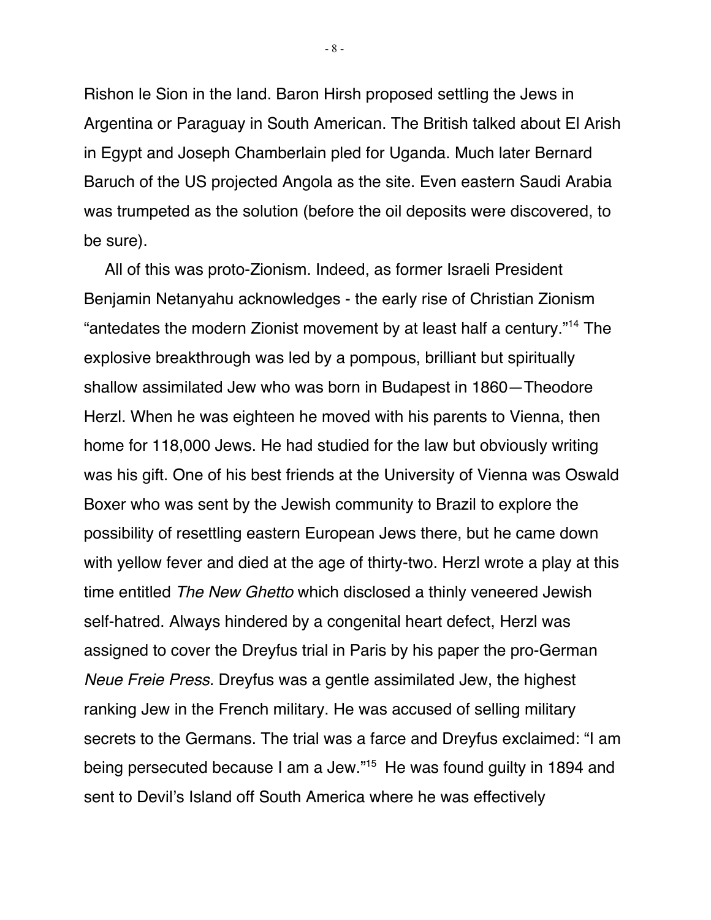Rishon le Sion in the land. Baron Hirsh proposed settling the Jews in Argentina or Paraguay in South American. The British talked about El Arish in Egypt and Joseph Chamberlain pled for Uganda. Much later Bernard Baruch of the US projected Angola as the site. Even eastern Saudi Arabia was trumpeted as the solution (before the oil deposits were discovered, to be sure).

All of this was proto-Zionism. Indeed, as former Israeli President Benjamin Netanyahu acknowledges - the early rise of Christian Zionism "antedates the modern Zionist movement by at least half a century."[14] The explosive breakthrough was led by a pompous, brilliant but spiritually shallow assimilated Jew who was born in Budapest in 1860—Theodore Herzl. When he was eighteen he moved with his parents to Vienna, then home for 118,000 Jews. He had studied for the law but obviously writing was his gift. One of his best friends at the University of Vienna was Oswald Boxer who was sent by the Jewish community to Brazil to explore the possibility of resettling eastern European Jews there, but he came down with yellow fever and died at the age of thirty-two. Herzl wrote a play at this time entitled *The New Ghetto* which disclosed a thinly veneered Jewish self-hatred. Always hindered by a congenital heart defect, Herzl was assigned to cover the Dreyfus trial in Paris by his paper the pro-German *Neue Freie Press.* Dreyfus was a gentle assimilated Jew, the highest ranking Jew in the French military. He was accused of selling military secrets to the Germans. The trial was a farce and Dreyfus exclaimed: "I am being persecuted because I am a Jew."[15] He was found guilty in 1894 and sent to Devil's Island off South America where he was effectively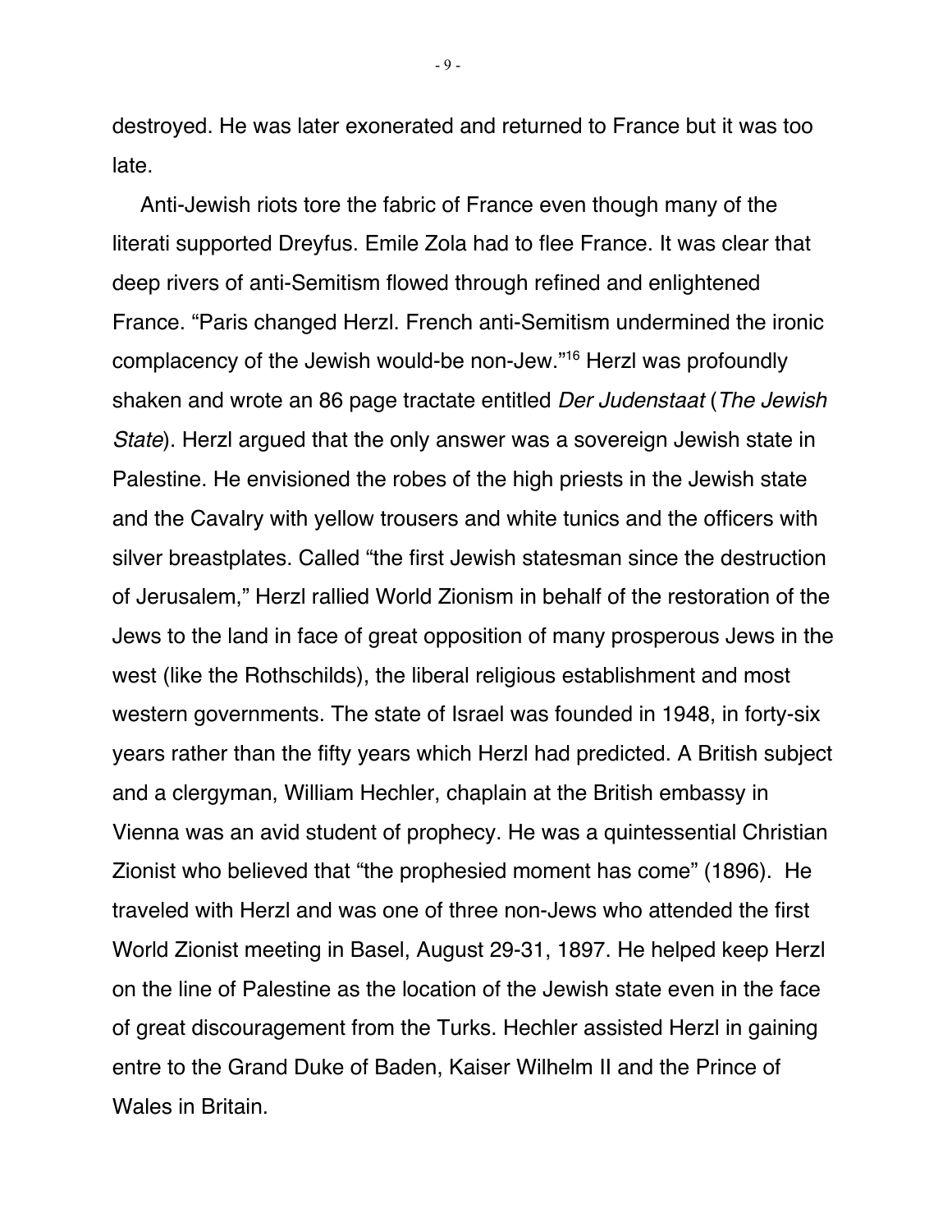destroyed. He was later exonerated and returned to France but it was too late.

Anti-Jewish riots tore the fabric of France even though many of the literati supported Dreyfus. Emile Zola had to flee France. It was clear that deep rivers of anti-Semitism flowed through refined and enlightened France. "Paris changed Herzl. French anti-Semitism undermined the ironic complacency of the Jewish would-be non-Jew."[16] Herzl was profoundly shaken and wrote an 86 page tractate entitled *Der Judenstaat* (*The Jewish State*). Herzl argued that the only answer was a sovereign Jewish state in Palestine. He envisioned the robes of the high priests in the Jewish state and the Cavalry with yellow trousers and white tunics and the officers with silver breastplates. Called "the first Jewish statesman since the destruction of Jerusalem," Herzl rallied World Zionism in behalf of the restoration of the Jews to the land in face of great opposition of many prosperous Jews in the west (like the Rothschilds), the liberal religious establishment and most western governments. The state of Israel was founded in 1948, in forty-six years rather than the fifty years which Herzl had predicted. A British subject and a clergyman, William Hechler, chaplain at the British embassy in Vienna was an avid student of prophecy. He was a quintessential Christian Zionist who believed that "the prophesied moment has come" (1896). He traveled with Herzl and was one of three non-Jews who attended the first World Zionist meeting in Basel, August 29-31, 1897. He helped keep Herzl on the line of Palestine as the location of the Jewish state even in the face of great discouragement from the Turks. Hechler assisted Herzl in gaining entre to the Grand Duke of Baden, Kaiser Wilhelm II and the Prince of Wales in Britain.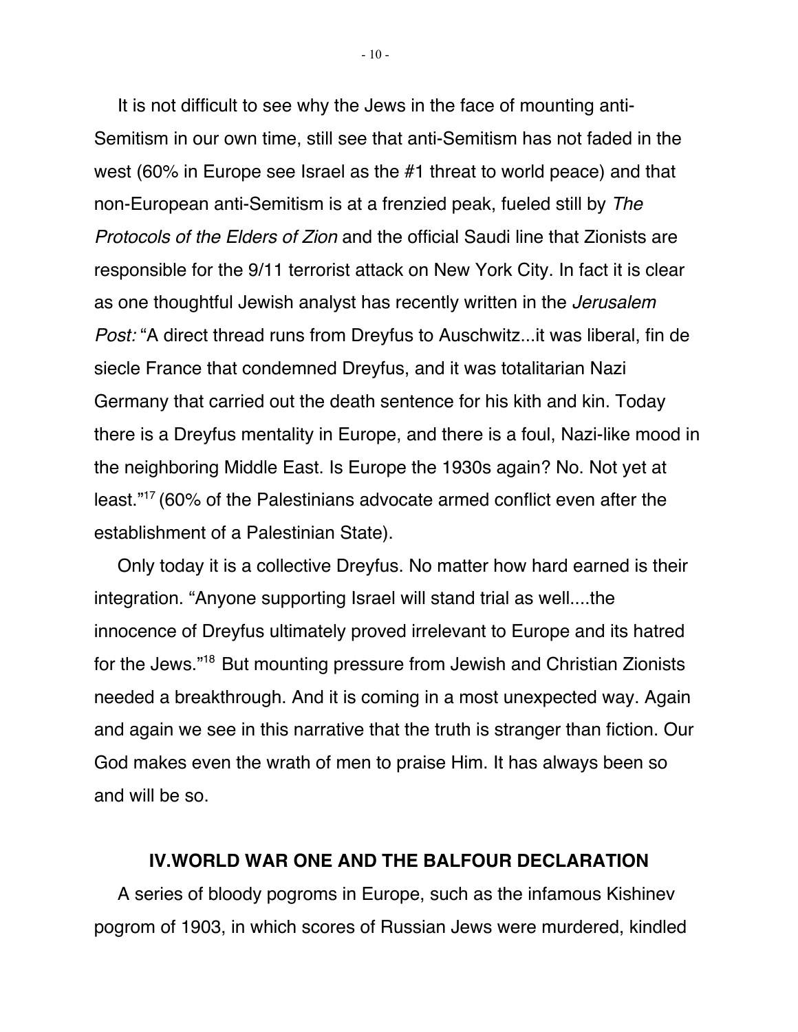It is not difficult to see why the Jews in the face of mounting anti-Semitism in our own time, still see that anti-Semitism has not faded in the west (60% in Europe see Israel as the #1 threat to world peace) and that non-European anti-Semitism is at a frenzied peak, fueled still by *The Protocols of the Elders of Zion* and the official Saudi line that Zionists are responsible for the 9/11 terrorist attack on New York City. In fact it is clear as one thoughtful Jewish analyst has recently written in the *Jerusalem Post:* "A direct thread runs from Dreyfus to Auschwitz...it was liberal, fin de siecle France that condemned Dreyfus, and it was totalitarian Nazi Germany that carried out the death sentence for his kith and kin. Today there is a Dreyfus mentality in Europe, and there is a foul, Nazi-like mood in the neighboring Middle East. Is Europe the 1930s again? No. Not yet at least."[17] (60% of the Palestinians advocate armed conflict even after the establishment of a Palestinian State).

Only today it is a collective Dreyfus. No matter how hard earned is their integration. "Anyone supporting Israel will stand trial as well....the innocence of Dreyfus ultimately proved irrelevant to Europe and its hatred for the Jews."[18] But mounting pressure from Jewish and Christian Zionists needed a breakthrough. And it is coming in a most unexpected way. Again and again we see in this narrative that the truth is stranger than fiction. Our God makes even the wrath of men to praise Him. It has always been so and will be so.

## IV. WORLD WAR ONE AND THE BALFOUR DECLARATION

A series of bloody pogroms in Europe, such as the infamous Kishinev pogrom of 1903, in which scores of Russian Jews were murdered, kindled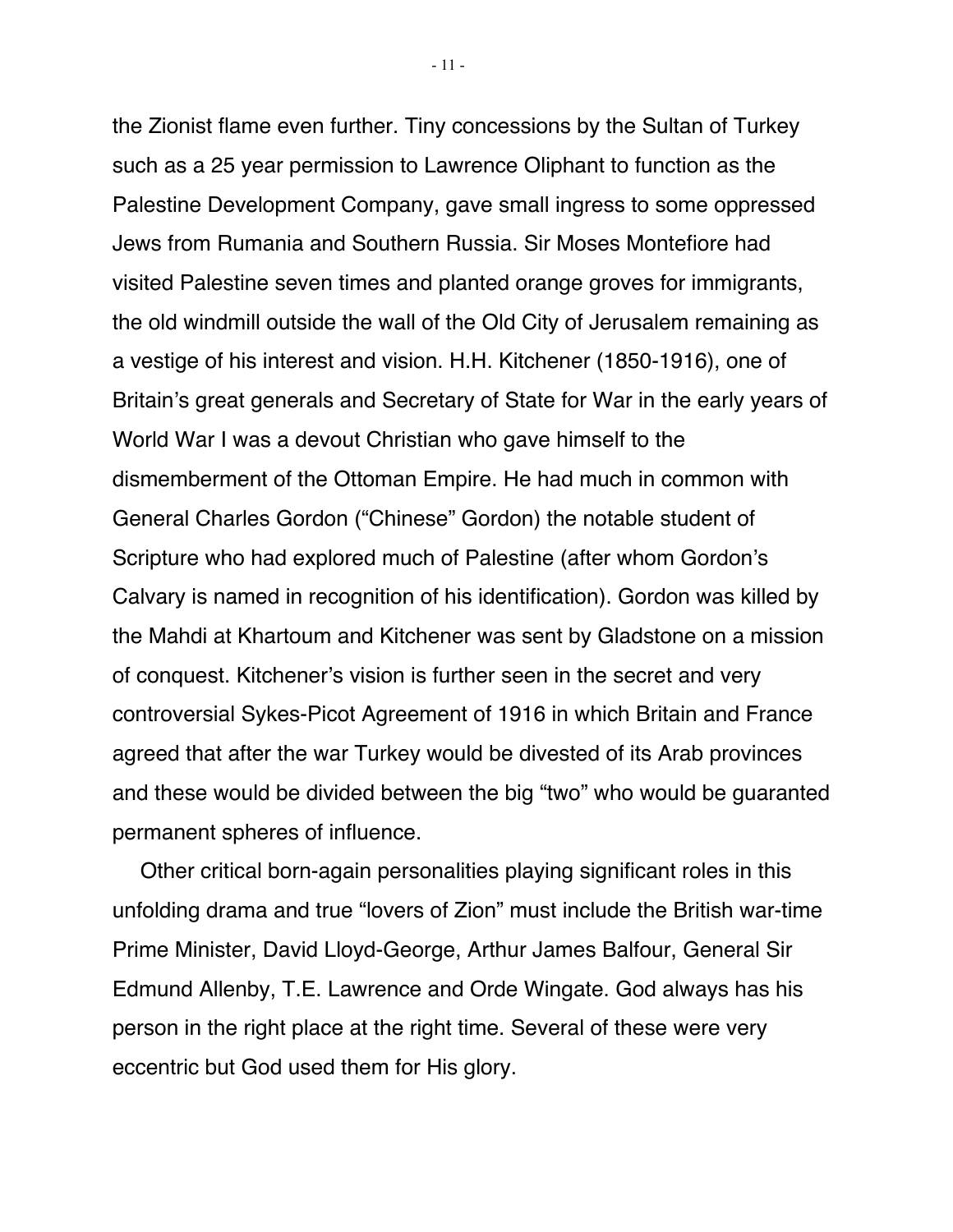the Zionist flame even further. Tiny concessions by the Sultan of Turkey such as a 25 year permission to Lawrence Oliphant to function as the Palestine Development Company, gave small ingress to some oppressed Jews from Rumania and Southern Russia. Sir Moses Montefiore had visited Palestine seven times and planted orange groves for immigrants, the old windmill outside the wall of the Old City of Jerusalem remaining as a vestige of his interest and vision. H.H. Kitchener (1850-1916), one of Britain's great generals and Secretary of State for War in the early years of World War I was a devout Christian who gave himself to the dismemberment of the Ottoman Empire. He had much in common with General Charles Gordon ("Chinese" Gordon) the notable student of Scripture who had explored much of Palestine (after whom Gordon's Calvary is named in recognition of his identification). Gordon was killed by the Mahdi at Khartoum and Kitchener was sent by Gladstone on a mission of conquest. Kitchener's vision is further seen in the secret and very controversial Sykes-Picot Agreement of 1916 in which Britain and France agreed that after the war Turkey would be divested of its Arab provinces and these would be divided between the big "two" who would be guaranted permanent spheres of influence.

Other critical born-again personalities playing significant roles in this unfolding drama and true "lovers of Zion" must include the British war-time Prime Minister, David Lloyd-George, Arthur James Balfour, General Sir Edmund Allenby, T.E. Lawrence and Orde Wingate. God always has his person in the right place at the right time. Several of these were very eccentric but God used them for His glory.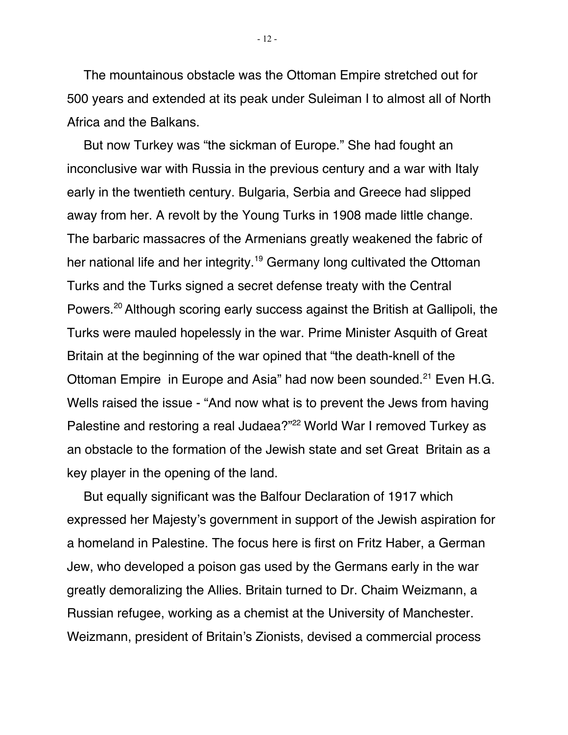The mountainous obstacle was the Ottoman Empire stretched out for 500 years and extended at its peak under Suleiman I to almost all of North Africa and the Balkans.

But now Turkey was "the sickman of Europe." She had fought an inconclusive war with Russia in the previous century and a war with Italy early in the twentieth century. Bulgaria, Serbia and Greece had slipped away from her. A revolt by the Young Turks in 1908 made little change. The barbaric massacres of the Armenians greatly weakened the fabric of her national life and her integrity.[19] Germany long cultivated the Ottoman Turks and the Turks signed a secret defense treaty with the Central Powers.[20] Although scoring early success against the British at Gallipoli, the Turks were mauled hopelessly in the war. Prime Minister Asquith of Great Britain at the beginning of the war opined that "the death-knell of the Ottoman Empire in Europe and Asia" had now been sounded.[21] Even H.G. Wells raised the issue - "And now what is to prevent the Jews from having Palestine and restoring a real Judaea?"[22] World War I removed Turkey as an obstacle to the formation of the Jewish state and set Great Britain as a key player in the opening of the land.

But equally significant was the Balfour Declaration of 1917 which expressed her Majesty's government in support of the Jewish aspiration for a homeland in Palestine. The focus here is first on Fritz Haber, a German Jew, who developed a poison gas used by the Germans early in the war greatly demoralizing the Allies. Britain turned to Dr. Chaim Weizmann, a Russian refugee, working as a chemist at the University of Manchester. Weizmann, president of Britain's Zionists, devised a commercial process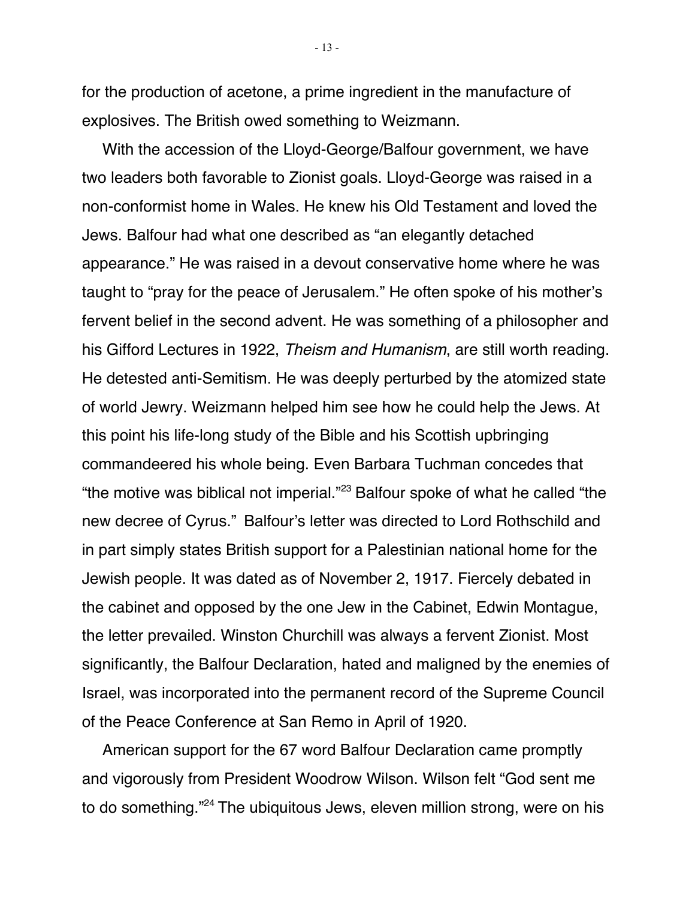for the production of acetone, a prime ingredient in the manufacture of explosives. The British owed something to Weizmann.

With the accession of the Lloyd-George/Balfour government, we have two leaders both favorable to Zionist goals. Lloyd-George was raised in a non-conformist home in Wales. He knew his Old Testament and loved the Jews. Balfour had what one described as "an elegantly detached appearance." He was raised in a devout conservative home where he was taught to "pray for the peace of Jerusalem." He often spoke of his mother's fervent belief in the second advent. He was something of a philosopher and his Gifford Lectures in 1922, *Theism and Humanism*, are still worth reading. He detested anti-Semitism. He was deeply perturbed by the atomized state of world Jewry. Weizmann helped him see how he could help the Jews. At this point his life-long study of the Bible and his Scottish upbringing commandeered his whole being. Even Barbara Tuchman concedes that "the motive was biblical not imperial."[23] Balfour spoke of what he called "the new decree of Cyrus." Balfour's letter was directed to Lord Rothschild and in part simply states British support for a Palestinian national home for the Jewish people. It was dated as of November 2, 1917. Fiercely debated in the cabinet and opposed by the one Jew in the Cabinet, Edwin Montague, the letter prevailed. Winston Churchill was always a fervent Zionist. Most significantly, the Balfour Declaration, hated and maligned by the enemies of Israel, was incorporated into the permanent record of the Supreme Council of the Peace Conference at San Remo in April of 1920.

American support for the 67 word Balfour Declaration came promptly and vigorously from President Woodrow Wilson. Wilson felt "God sent me to do something."[24] The ubiquitous Jews, eleven million strong, were on his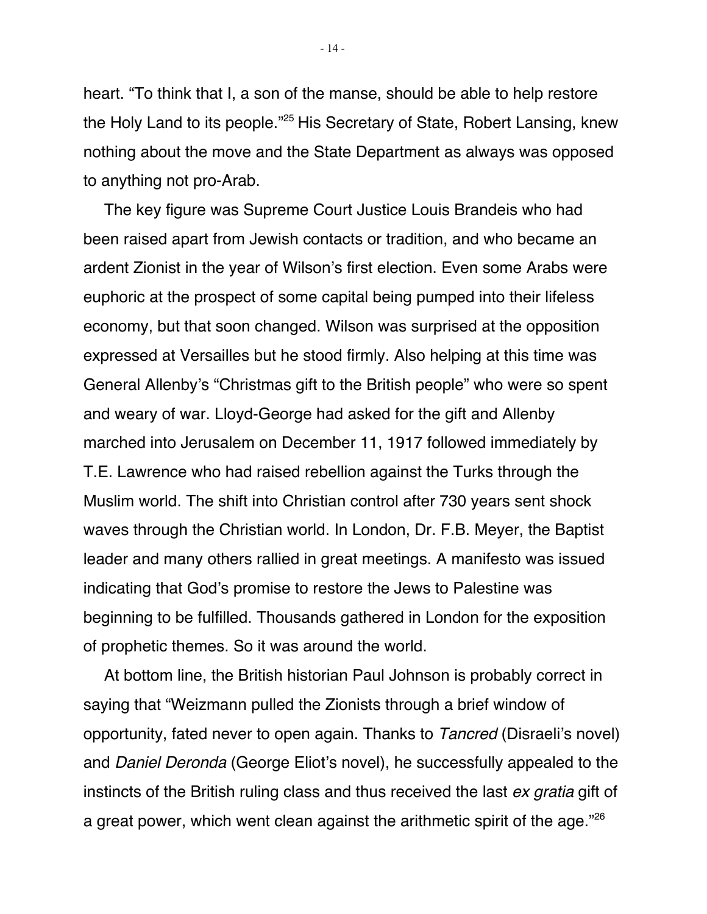heart. "To think that I, a son of the manse, should be able to help restore the Holy Land to its people."[25] His Secretary of State, Robert Lansing, knew nothing about the move and the State Department as always was opposed to anything not pro-Arab.

The key figure was Supreme Court Justice Louis Brandeis who had been raised apart from Jewish contacts or tradition, and who became an ardent Zionist in the year of Wilson's first election. Even some Arabs were euphoric at the prospect of some capital being pumped into their lifeless economy, but that soon changed. Wilson was surprised at the opposition expressed at Versailles but he stood firmly. Also helping at this time was General Allenby's "Christmas gift to the British people" who were so spent and weary of war. Lloyd-George had asked for the gift and Allenby marched into Jerusalem on December 11, 1917 followed immediately by T.E. Lawrence who had raised rebellion against the Turks through the Muslim world. The shift into Christian control after 730 years sent shock waves through the Christian world. In London, Dr. F.B. Meyer, the Baptist leader and many others rallied in great meetings. A manifesto was issued indicating that God's promise to restore the Jews to Palestine was beginning to be fulfilled. Thousands gathered in London for the exposition of prophetic themes. So it was around the world.

At bottom line, the British historian Paul Johnson is probably correct in saying that "Weizmann pulled the Zionists through a brief window of opportunity, fated never to open again. Thanks to *Tancred* (Disraeli's novel) and *Daniel Deronda* (George Eliot's novel), he successfully appealed to the instincts of the British ruling class and thus received the last *ex gratia* gift of a great power, which went clean against the arithmetic spirit of the age."[26]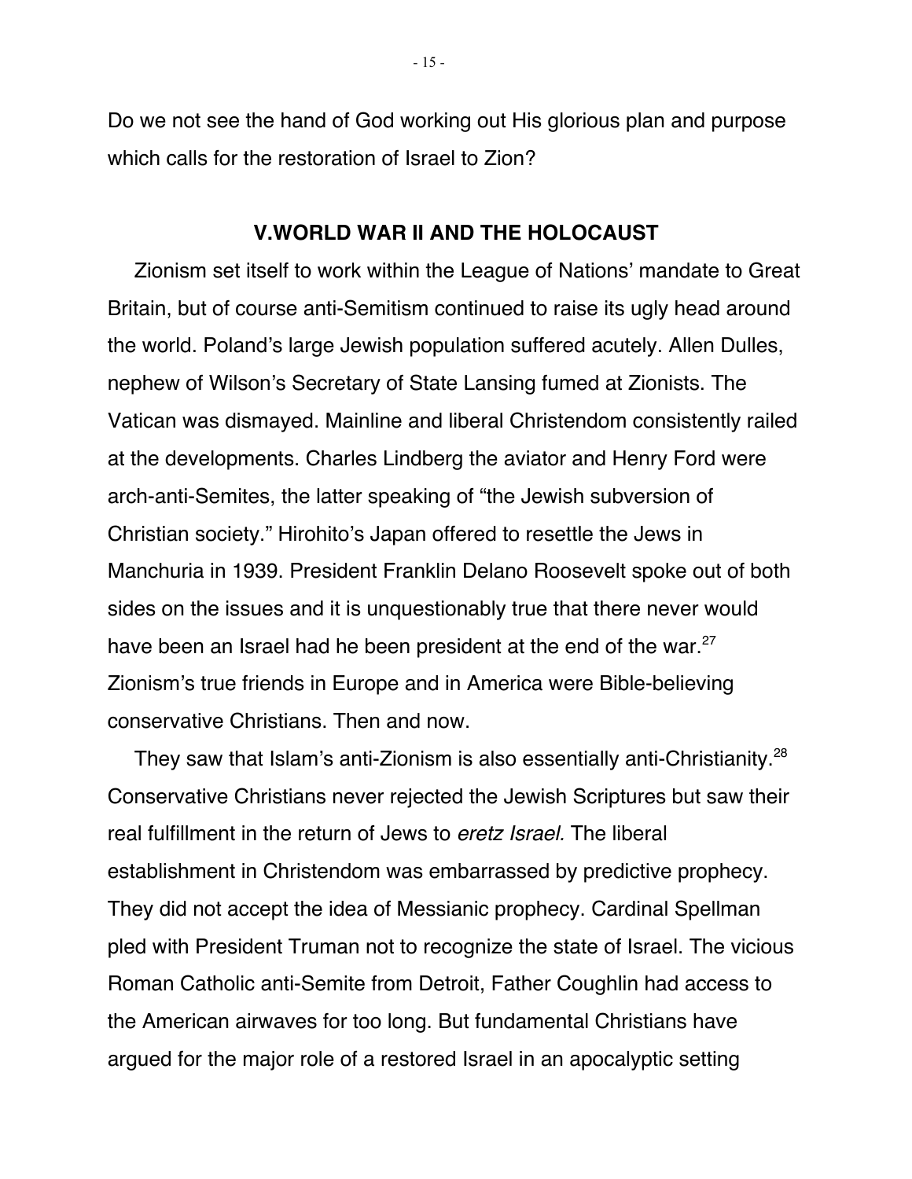Do we not see the hand of God working out His glorious plan and purpose which calls for the restoration of Israel to Zion?

## V.WORLD WAR II AND THE HOLOCAUST

Zionism set itself to work within the League of Nations' mandate to Great Britain, but of course anti-Semitism continued to raise its ugly head around the world. Poland's large Jewish population suffered acutely. Allen Dulles, nephew of Wilson's Secretary of State Lansing fumed at Zionists. The Vatican was dismayed. Mainline and liberal Christendom consistently railed at the developments. Charles Lindberg the aviator and Henry Ford were arch-anti-Semites, the latter speaking of "the Jewish subversion of Christian society." Hirohito's Japan offered to resettle the Jews in Manchuria in 1939. President Franklin Delano Roosevelt spoke out of both sides on the issues and it is unquestionably true that there never would have been an Israel had he been president at the end of the war.[27] Zionism's true friends in Europe and in America were Bible-believing conservative Christians. Then and now.

They saw that Islam's anti-Zionism is also essentially anti-Christianity.[28] Conservative Christians never rejected the Jewish Scriptures but saw their real fulfillment in the return of Jews to *eretz Israel.* The liberal establishment in Christendom was embarrassed by predictive prophecy. They did not accept the idea of Messianic prophecy. Cardinal Spellman pled with President Truman not to recognize the state of Israel. The vicious Roman Catholic anti-Semite from Detroit, Father Coughlin had access to the American airwaves for too long. But fundamental Christians have argued for the major role of a restored Israel in an apocalyptic setting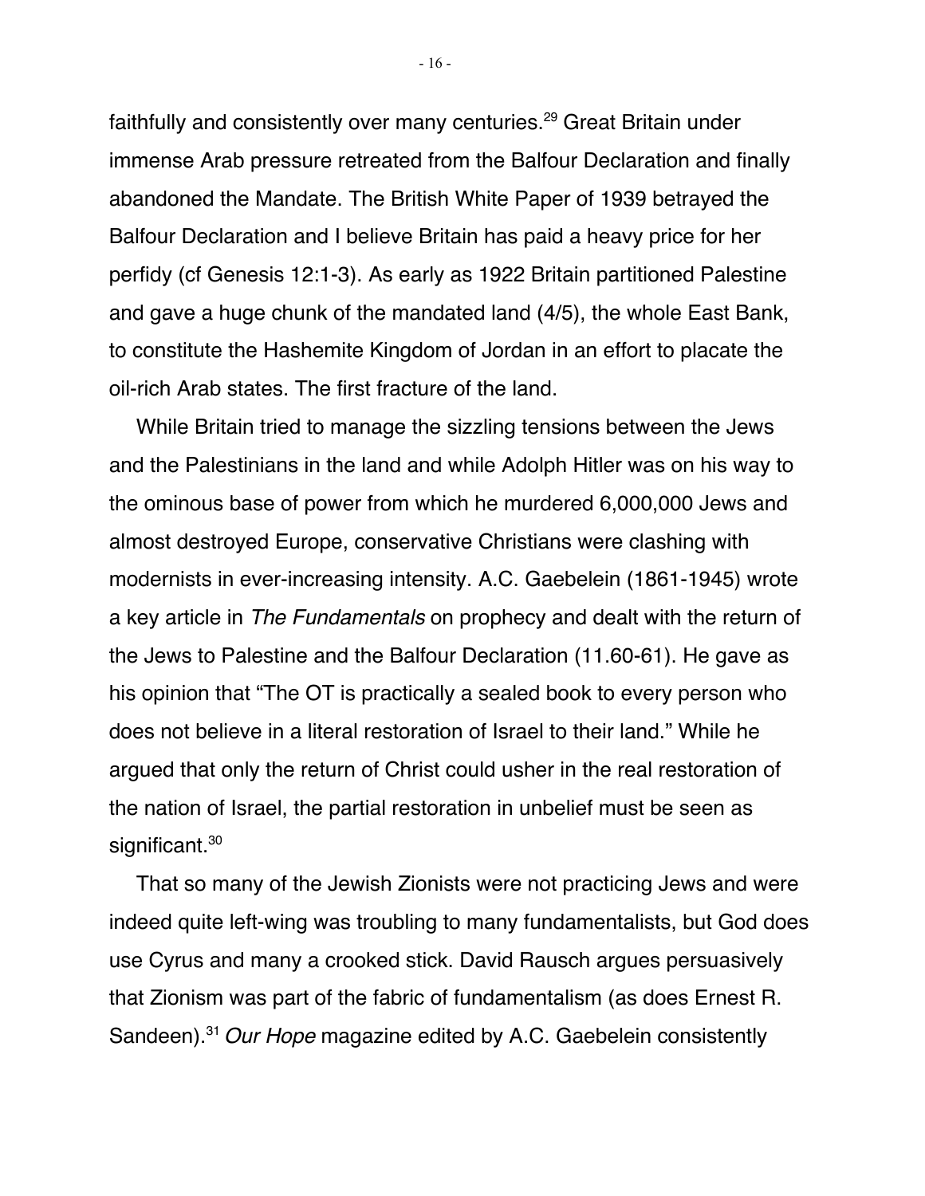faithfully and consistently over many centuries.[29] Great Britain under immense Arab pressure retreated from the Balfour Declaration and finally abandoned the Mandate. The British White Paper of 1939 betrayed the Balfour Declaration and I believe Britain has paid a heavy price for her perfidy (cf Genesis 12:1-3). As early as 1922 Britain partitioned Palestine and gave a huge chunk of the mandated land (4/5), the whole East Bank, to constitute the Hashemite Kingdom of Jordan in an effort to placate the oil-rich Arab states. The first fracture of the land.

While Britain tried to manage the sizzling tensions between the Jews and the Palestinians in the land and while Adolph Hitler was on his way to the ominous base of power from which he murdered 6,000,000 Jews and almost destroyed Europe, conservative Christians were clashing with modernists in ever-increasing intensity. A.C. Gaebelein (1861-1945) wrote a key article in *The Fundamentals* on prophecy and dealt with the return of the Jews to Palestine and the Balfour Declaration (11.60-61). He gave as his opinion that "The OT is practically a sealed book to every person who does not believe in a literal restoration of Israel to their land." While he argued that only the return of Christ could usher in the real restoration of the nation of Israel, the partial restoration in unbelief must be seen as significant.[30]

That so many of the Jewish Zionists were not practicing Jews and were indeed quite left-wing was troubling to many fundamentalists, but God does use Cyrus and many a crooked stick. David Rausch argues persuasively that Zionism was part of the fabric of fundamentalism (as does Ernest R. Sandeen).[31] *Our Hope* magazine edited by A.C. Gaebelein consistently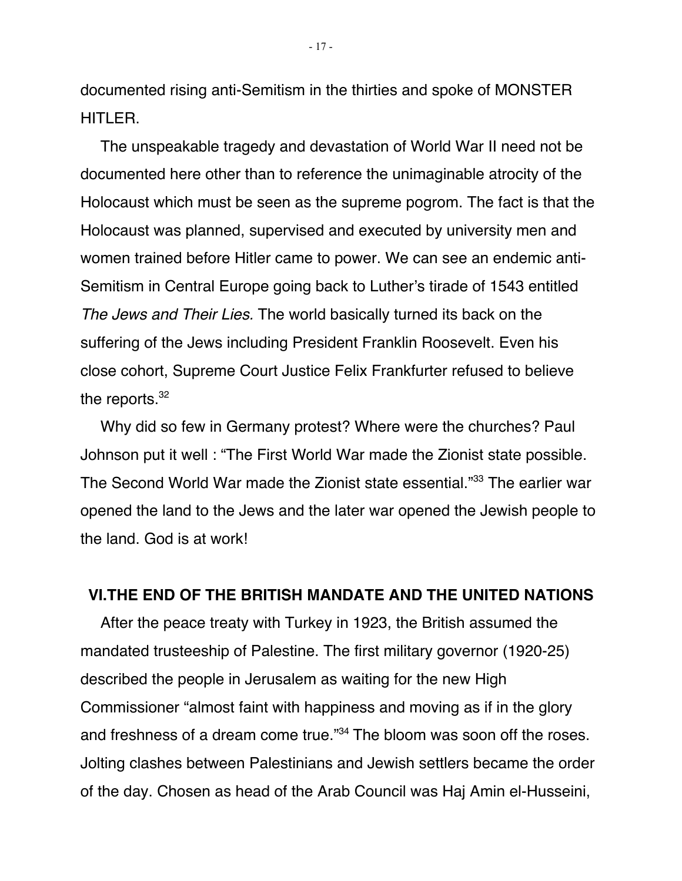documented rising anti-Semitism in the thirties and spoke of MONSTER HITLER.

The unspeakable tragedy and devastation of World War II need not be documented here other than to reference the unimaginable atrocity of the Holocaust which must be seen as the supreme pogrom. The fact is that the Holocaust was planned, supervised and executed by university men and women trained before Hitler came to power. We can see an endemic anti-Semitism in Central Europe going back to Luther's tirade of 1543 entitled *The Jews and Their Lies.* The world basically turned its back on the suffering of the Jews including President Franklin Roosevelt. Even his close cohort, Supreme Court Justice Felix Frankfurter refused to believe the reports.[32]

Why did so few in Germany protest? Where were the churches? Paul Johnson put it well : "The First World War made the Zionist state possible. The Second World War made the Zionist state essential."[33] The earlier war opened the land to the Jews and the later war opened the Jewish people to the land. God is at work!

## VI.THE END OF THE BRITISH MANDATE AND THE UNITED NATIONS

After the peace treaty with Turkey in 1923, the British assumed the mandated trusteeship of Palestine. The first military governor (1920-25) described the people in Jerusalem as waiting for the new High Commissioner "almost faint with happiness and moving as if in the glory and freshness of a dream come true."[34] The bloom was soon off the roses. Jolting clashes between Palestinians and Jewish settlers became the order of the day. Chosen as head of the Arab Council was Haj Amin el-Husseini,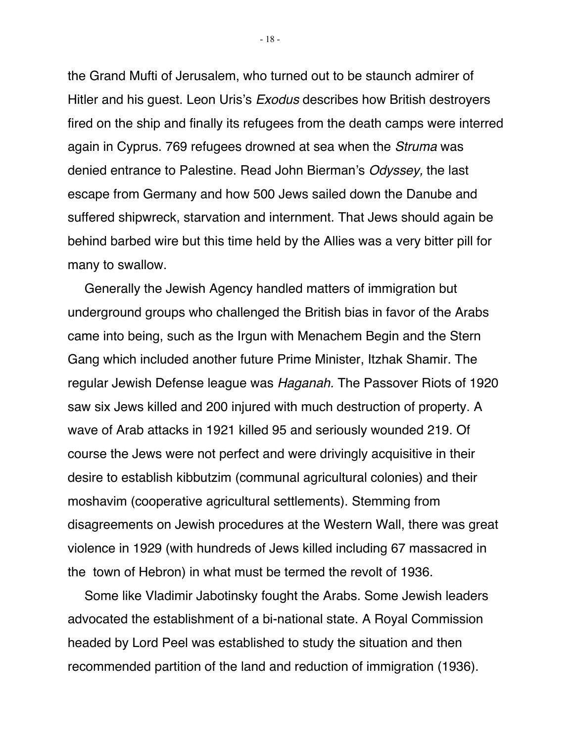the Grand Mufti of Jerusalem, who turned out to be staunch admirer of Hitler and his guest. Leon Uris's *Exodus* describes how British destroyers fired on the ship and finally its refugees from the death camps were interred again in Cyprus. 769 refugees drowned at sea when the *Struma* was denied entrance to Palestine. Read John Bierman's *Odyssey,* the last escape from Germany and how 500 Jews sailed down the Danube and suffered shipwreck, starvation and internment. That Jews should again be behind barbed wire but this time held by the Allies was a very bitter pill for many to swallow.

Generally the Jewish Agency handled matters of immigration but underground groups who challenged the British bias in favor of the Arabs came into being, such as the Irgun with Menachem Begin and the Stern Gang which included another future Prime Minister, Itzhak Shamir. The regular Jewish Defense league was *Haganah.* The Passover Riots of 1920 saw six Jews killed and 200 injured with much destruction of property. A wave of Arab attacks in 1921 killed 95 and seriously wounded 219. Of course the Jews were not perfect and were drivingly acquisitive in their desire to establish kibbutzim (communal agricultural colonies) and their moshavim (cooperative agricultural settlements). Stemming from disagreements on Jewish procedures at the Western Wall, there was great violence in 1929 (with hundreds of Jews killed including 67 massacred in the town of Hebron) in what must be termed the revolt of 1936.

Some like Vladimir Jabotinsky fought the Arabs. Some Jewish leaders advocated the establishment of a bi-national state. A Royal Commission headed by Lord Peel was established to study the situation and then recommended partition of the land and reduction of immigration (1936).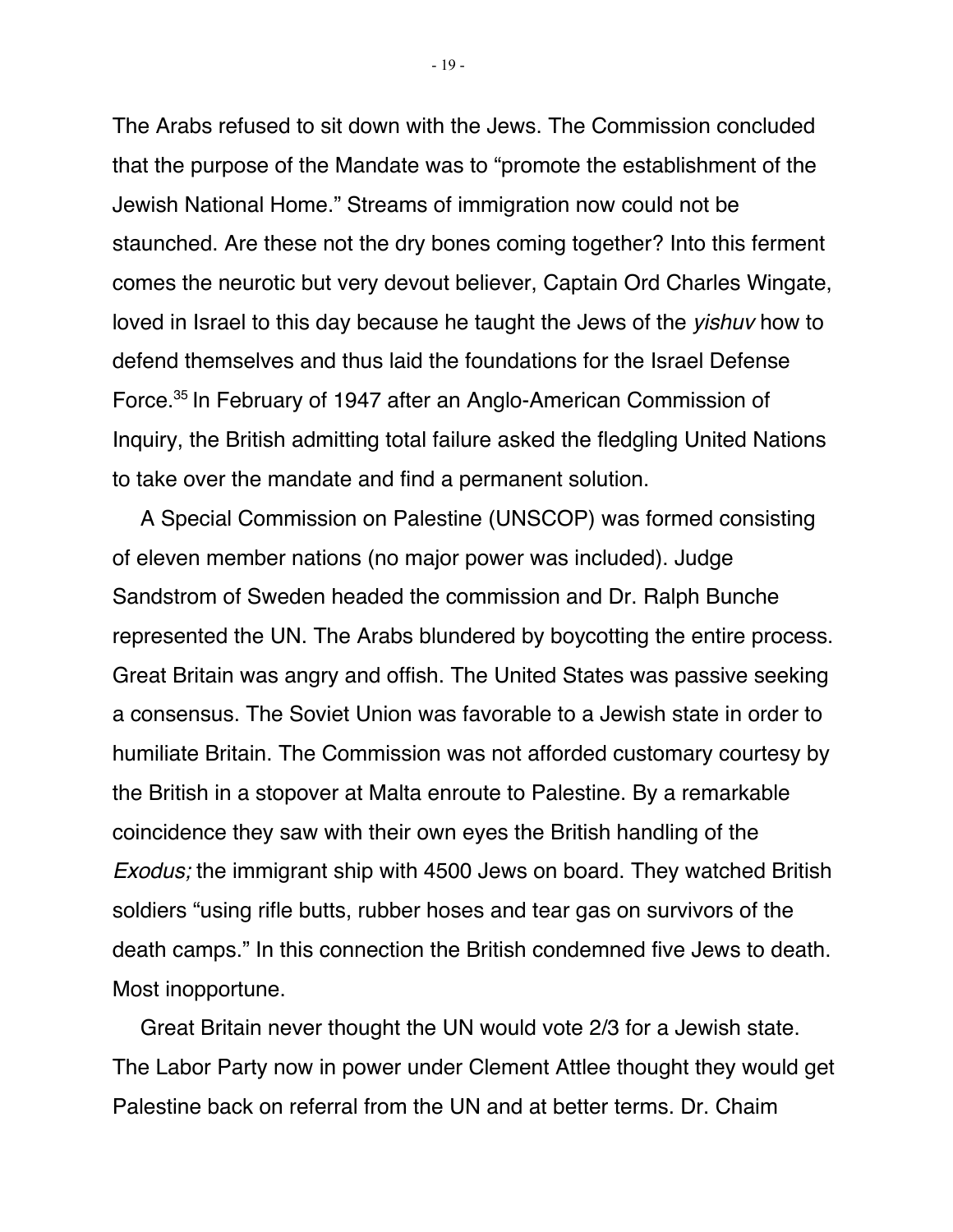The Arabs refused to sit down with the Jews. The Commission concluded that the purpose of the Mandate was to "promote the establishment of the Jewish National Home." Streams of immigration now could not be staunched. Are these not the dry bones coming together? Into this ferment comes the neurotic but very devout believer, Captain Ord Charles Wingate, loved in Israel to this day because he taught the Jews of the *yishuv* how to defend themselves and thus laid the foundations for the Israel Defense Force.[35] In February of 1947 after an Anglo-American Commission of Inquiry, the British admitting total failure asked the fledgling United Nations to take over the mandate and find a permanent solution.

A Special Commission on Palestine (UNSCOP) was formed consisting of eleven member nations (no major power was included). Judge Sandstrom of Sweden headed the commission and Dr. Ralph Bunche represented the UN. The Arabs blundered by boycotting the entire process. Great Britain was angry and offish. The United States was passive seeking a consensus. The Soviet Union was favorable to a Jewish state in order to humiliate Britain. The Commission was not afforded customary courtesy by the British in a stopover at Malta enroute to Palestine. By a remarkable coincidence they saw with their own eyes the British handling of the *Exodus;* the immigrant ship with 4500 Jews on board. They watched British soldiers "using rifle butts, rubber hoses and tear gas on survivors of the death camps." In this connection the British condemned five Jews to death. Most inopportune.

Great Britain never thought the UN would vote 2/3 for a Jewish state. The Labor Party now in power under Clement Attlee thought they would get Palestine back on referral from the UN and at better terms. Dr. Chaim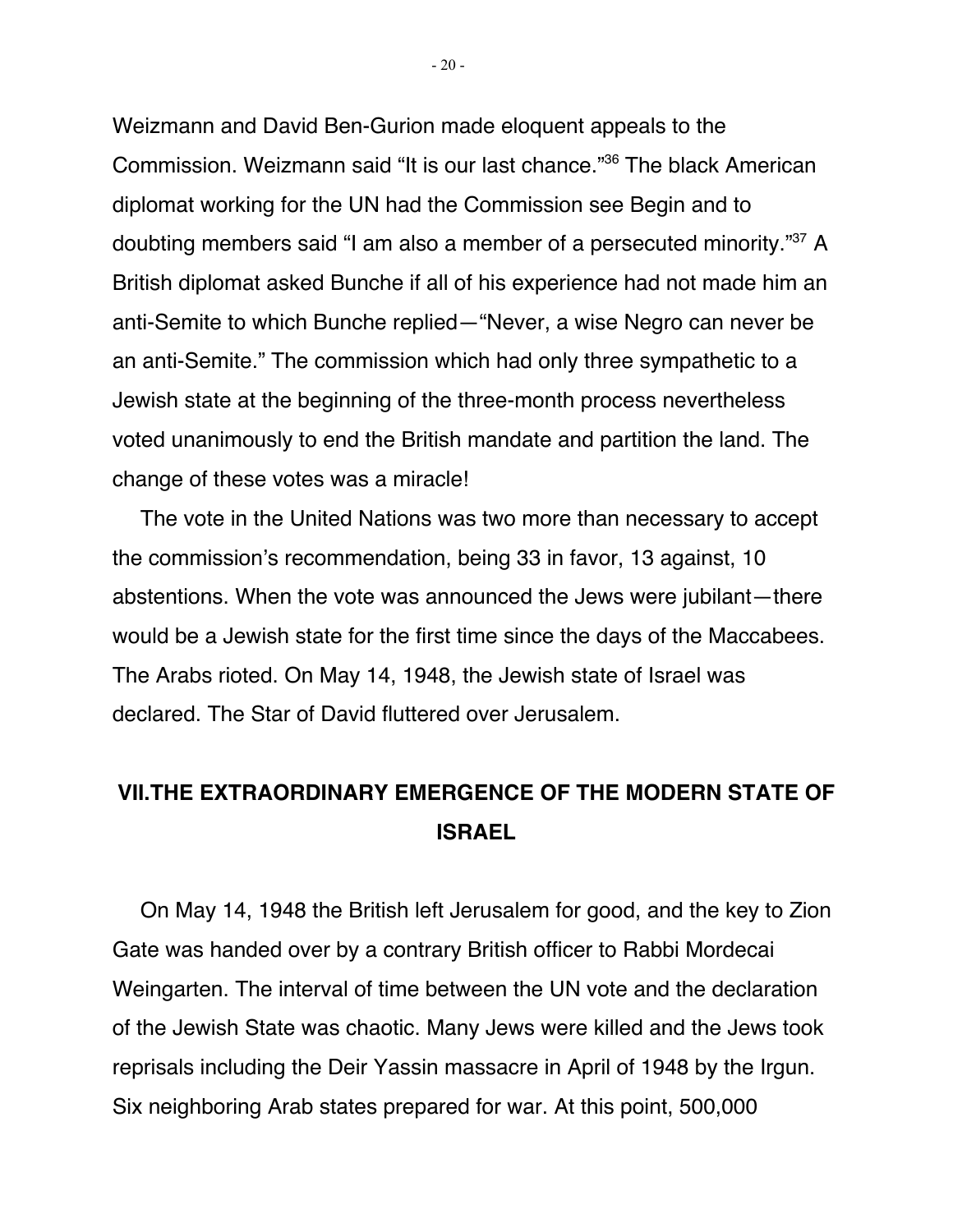Weizmann and David Ben-Gurion made eloquent appeals to the Commission. Weizmann said "It is our last chance."[36] The black American diplomat working for the UN had the Commission see Begin and to doubting members said "I am also a member of a persecuted minority."[37] A British diplomat asked Bunche if all of his experience had not made him an anti-Semite to which Bunche replied—"Never, a wise Negro can never be an anti-Semite." The commission which had only three sympathetic to a Jewish state at the beginning of the three-month process nevertheless voted unanimously to end the British mandate and partition the land. The change of these votes was a miracle!

The vote in the United Nations was two more than necessary to accept the commission's recommendation, being 33 in favor, 13 against, 10 abstentions. When the vote was announced the Jews were jubilant—there would be a Jewish state for the first time since the days of the Maccabees. The Arabs rioted. On May 14, 1948, the Jewish state of Israel was declared. The Star of David fluttered over Jerusalem.

## VII.THE EXTRAORDINARY EMERGENCE OF THE MODERN STATE OF ISRAEL

On May 14, 1948 the British left Jerusalem for good, and the key to Zion Gate was handed over by a contrary British officer to Rabbi Mordecai Weingarten. The interval of time between the UN vote and the declaration of the Jewish State was chaotic. Many Jews were killed and the Jews took reprisals including the Deir Yassin massacre in April of 1948 by the Irgun. Six neighboring Arab states prepared for war. At this point, 500,000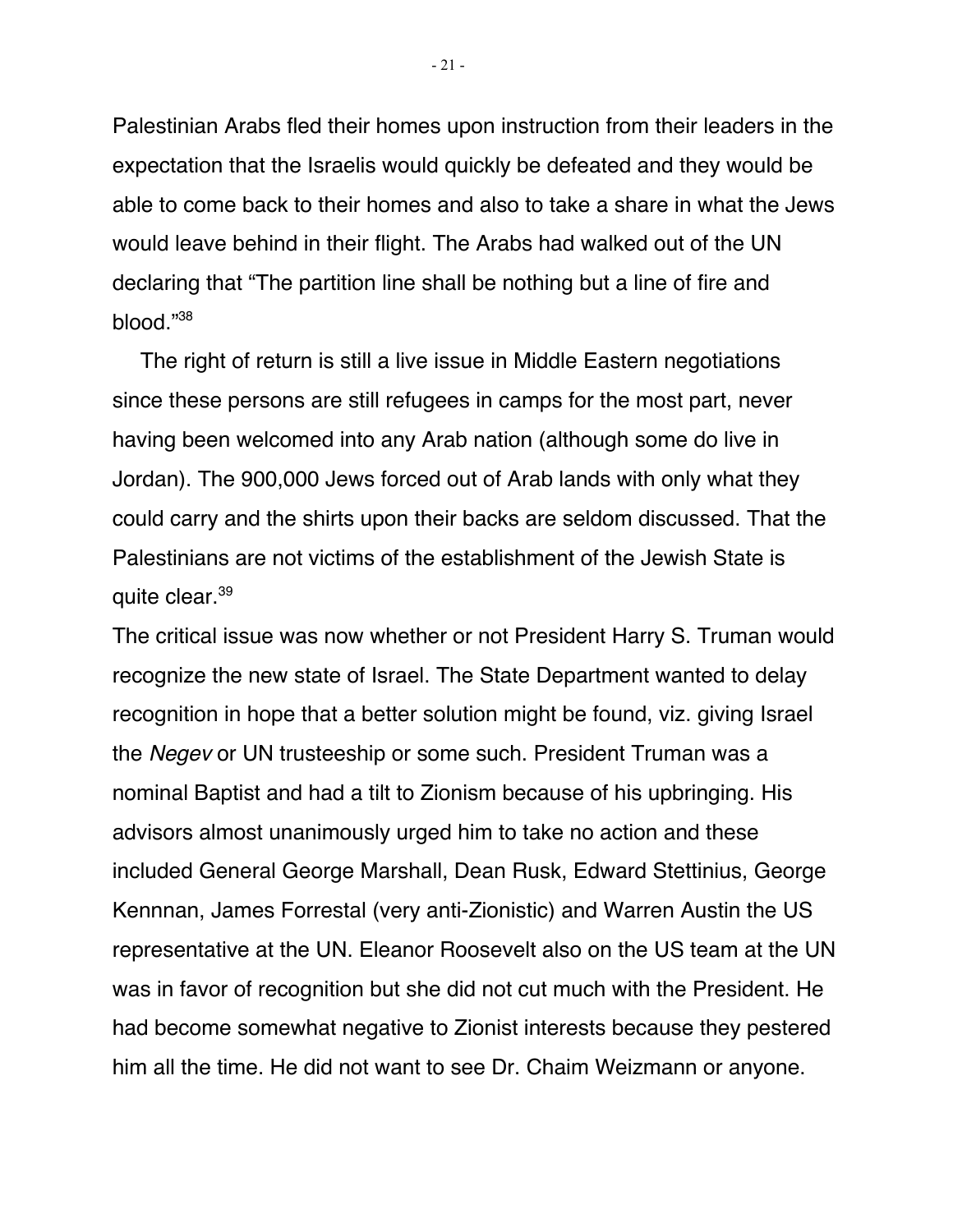Palestinian Arabs fled their homes upon instruction from their leaders in the expectation that the Israelis would quickly be defeated and they would be able to come back to their homes and also to take a share in what the Jews would leave behind in their flight. The Arabs had walked out of the UN declaring that "The partition line shall be nothing but a line of fire and blood."[38]

The right of return is still a live issue in Middle Eastern negotiations since these persons are still refugees in camps for the most part, never having been welcomed into any Arab nation (although some do live in Jordan). The 900,000 Jews forced out of Arab lands with only what they could carry and the shirts upon their backs are seldom discussed. That the Palestinians are not victims of the establishment of the Jewish State is quite clear.[39]

The critical issue was now whether or not President Harry S. Truman would recognize the new state of Israel. The State Department wanted to delay recognition in hope that a better solution might be found, viz. giving Israel the *Negev* or UN trusteeship or some such. President Truman was a nominal Baptist and had a tilt to Zionism because of his upbringing. His advisors almost unanimously urged him to take no action and these included General George Marshall, Dean Rusk, Edward Stettinius, George Kennnan, James Forrestal (very anti-Zionistic) and Warren Austin the US representative at the UN. Eleanor Roosevelt also on the US team at the UN was in favor of recognition but she did not cut much with the President. He had become somewhat negative to Zionist interests because they pestered him all the time. He did not want to see Dr. Chaim Weizmann or anyone.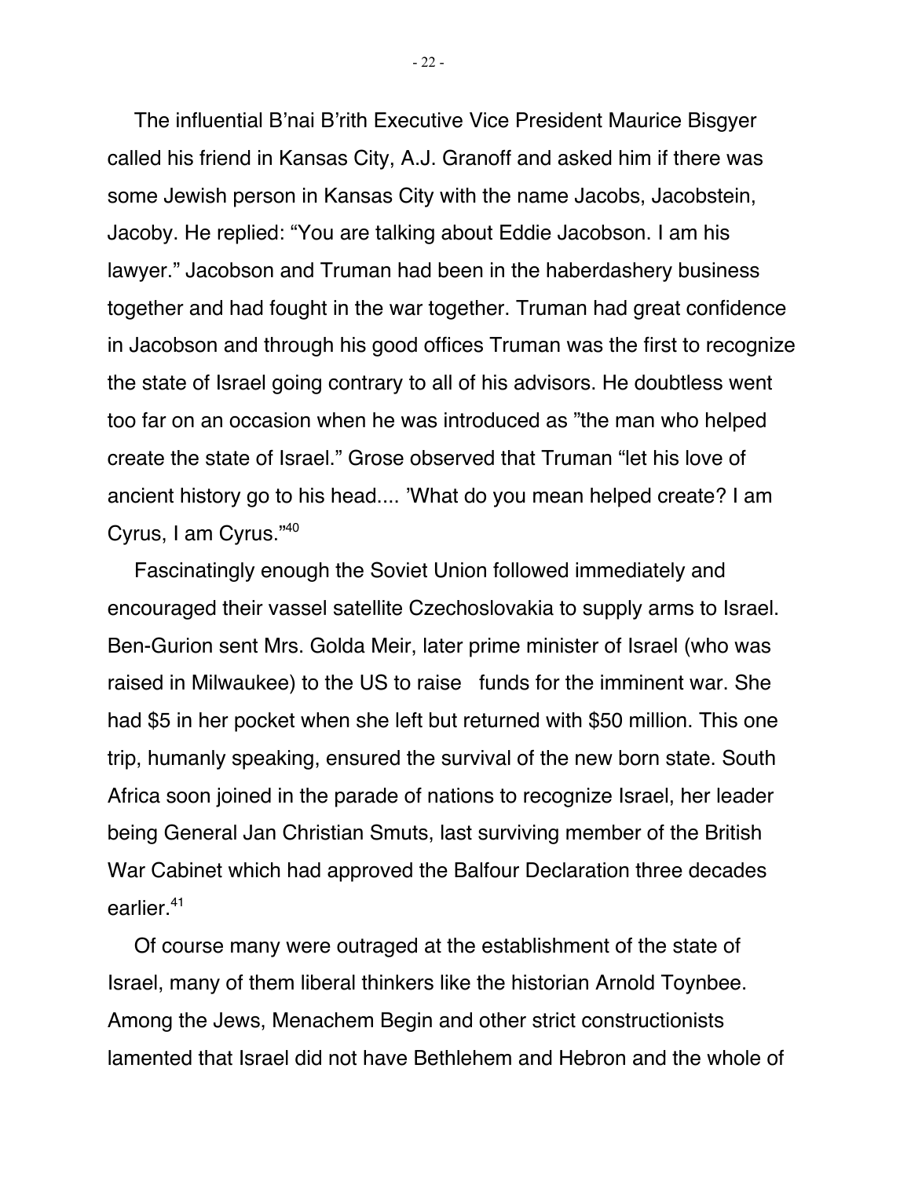The influential B'nai B'rith Executive Vice President Maurice Bisgyer called his friend in Kansas City, A.J. Granoff and asked him if there was some Jewish person in Kansas City with the name Jacobs, Jacobstein, Jacoby. He replied: "You are talking about Eddie Jacobson. I am his lawyer." Jacobson and Truman had been in the haberdashery business together and had fought in the war together. Truman had great confidence in Jacobson and through his good offices Truman was the first to recognize the state of Israel going contrary to all of his advisors. He doubtless went too far on an occasion when he was introduced as "the man who helped create the state of Israel." Grose observed that Truman "let his love of ancient history go to his head.... 'What do you mean helped create? I am Cyrus, I am Cyrus."[40]

Fascinatingly enough the Soviet Union followed immediately and encouraged their vassel satellite Czechoslovakia to supply arms to Israel. Ben-Gurion sent Mrs. Golda Meir, later prime minister of Israel (who was raised in Milwaukee) to the US to raise funds for the imminent war. She had $5 in her pocket when she left but returned with $50 million. This one trip, humanly speaking, ensured the survival of the new born state. South Africa soon joined in the parade of nations to recognize Israel, her leader being General Jan Christian Smuts, last surviving member of the British War Cabinet which had approved the Balfour Declaration three decades earlier.[41]

Of course many were outraged at the establishment of the state of Israel, many of them liberal thinkers like the historian Arnold Toynbee. Among the Jews, Menachem Begin and other strict constructionists lamented that Israel did not have Bethlehem and Hebron and the whole of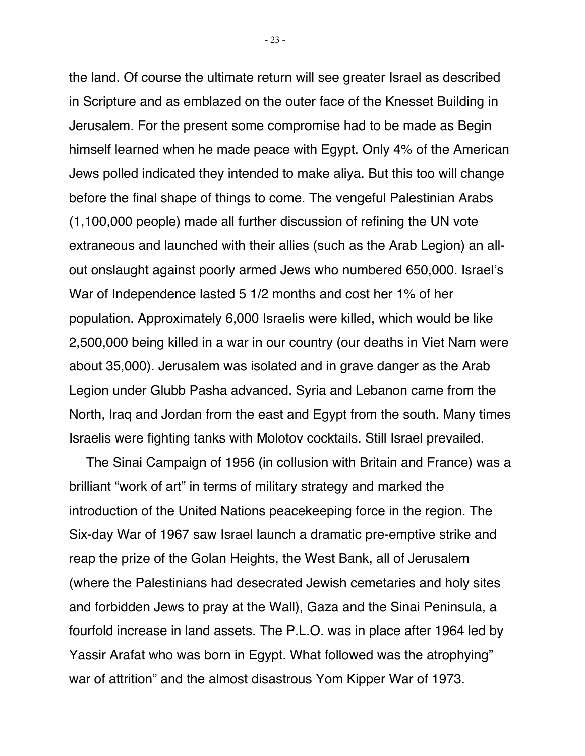the land. Of course the ultimate return will see greater Israel as described in Scripture and as emblazed on the outer face of the Knesset Building in Jerusalem. For the present some compromise had to be made as Begin himself learned when he made peace with Egypt. Only 4% of the American Jews polled indicated they intended to make aliya. But this too will change before the final shape of things to come. The vengeful Palestinian Arabs (1,100,000 people) made all further discussion of refining the UN vote extraneous and launched with their allies (such as the Arab Legion) an all-out onslaught against poorly armed Jews who numbered 650,000. Israel's War of Independence lasted 5 1/2 months and cost her 1% of her population. Approximately 6,000 Israelis were killed, which would be like 2,500,000 being killed in a war in our country (our deaths in Viet Nam were about 35,000). Jerusalem was isolated and in grave danger as the Arab Legion under Glubb Pasha advanced. Syria and Lebanon came from the North, Iraq and Jordan from the east and Egypt from the south. Many times Israelis were fighting tanks with Molotov cocktails. Still Israel prevailed.

The Sinai Campaign of 1956 (in collusion with Britain and France) was a brilliant "work of art" in terms of military strategy and marked the introduction of the United Nations peacekeeping force in the region. The Six-day War of 1967 saw Israel launch a dramatic pre-emptive strike and reap the prize of the Golan Heights, the West Bank, all of Jerusalem (where the Palestinians had desecrated Jewish cemetaries and holy sites and forbidden Jews to pray at the Wall), Gaza and the Sinai Peninsula, a fourfold increase in land assets. The P.L.O. was in place after 1964 led by Yassir Arafat who was born in Egypt. What followed was the atrophying" war of attrition" and the almost disastrous Yom Kipper War of 1973.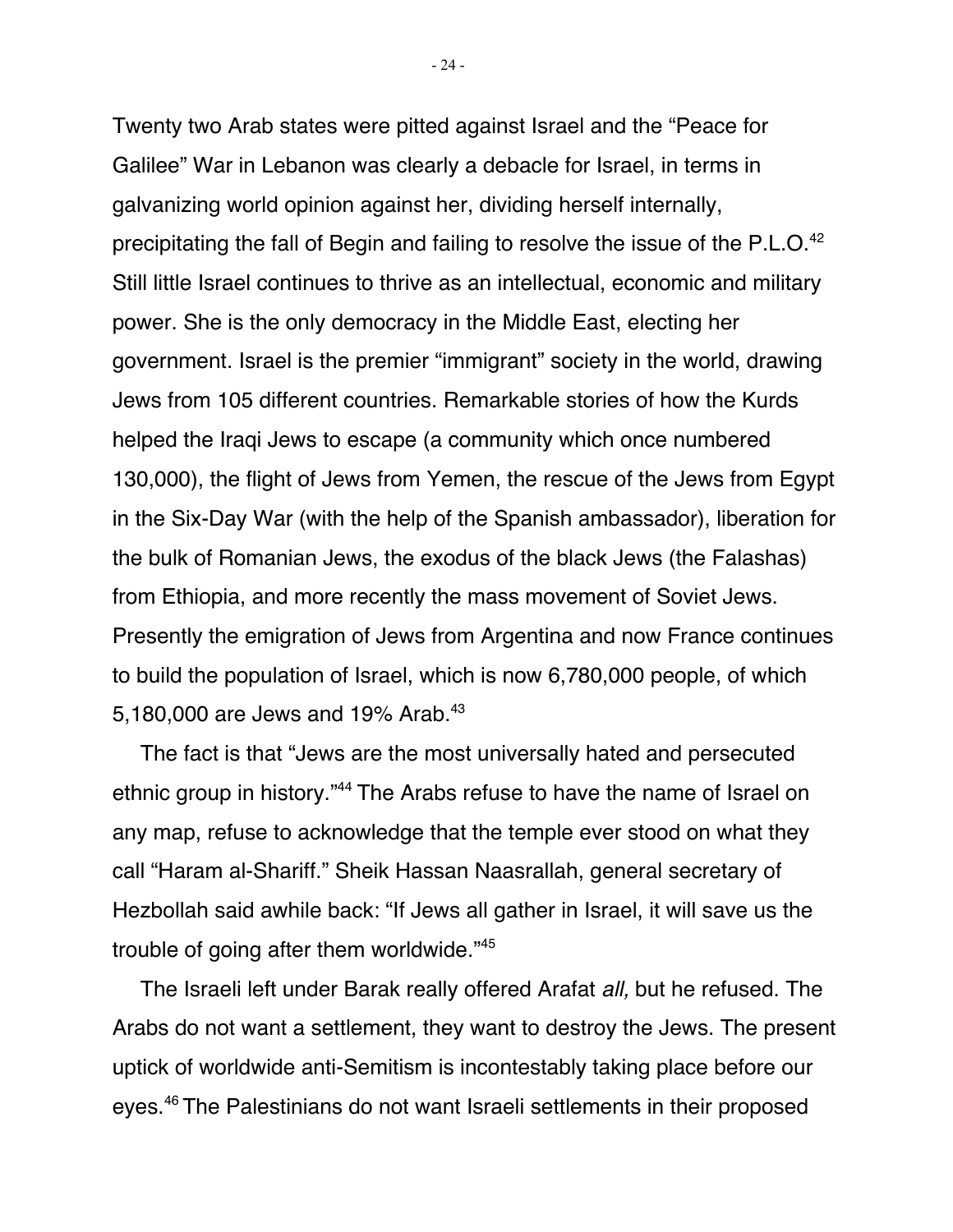Twenty two Arab states were pitted against Israel and the “Peace for Galilee” War in Lebanon was clearly a debacle for Israel, in terms in galvanizing world opinion against her, dividing herself internally, precipitating the fall of Begin and failing to resolve the issue of the P.L.O.[42] Still little Israel continues to thrive as an intellectual, economic and military power. She is the only democracy in the Middle East, electing her government. Israel is the premier “immigrant” society in the world, drawing Jews from 105 different countries. Remarkable stories of how the Kurds helped the Iraqi Jews to escape (a community which once numbered 130,000), the flight of Jews from Yemen, the rescue of the Jews from Egypt in the Six-Day War (with the help of the Spanish ambassador), liberation for the bulk of Romanian Jews, the exodus of the black Jews (the Falashas) from Ethiopia, and more recently the mass movement of Soviet Jews. Presently the emigration of Jews from Argentina and now France continues to build the population of Israel, which is now 6,780,000 people, of which 5,180,000 are Jews and 19% Arab.[43]

The fact is that “Jews are the most universally hated and persecuted ethnic group in history.”[44] The Arabs refuse to have the name of Israel on any map, refuse to acknowledge that the temple ever stood on what they call “Haram al-Shariff.” Sheik Hassan Naasrallah, general secretary of Hezbollah said awhile back: “If Jews all gather in Israel, it will save us the trouble of going after them worldwide.”[45]

The Israeli left under Barak really offered Arafat *all,* but he refused. The Arabs do not want a settlement, they want to destroy the Jews. The present uptick of worldwide anti-Semitism is incontestably taking place before our eyes.[46] The Palestinians do not want Israeli settlements in their proposed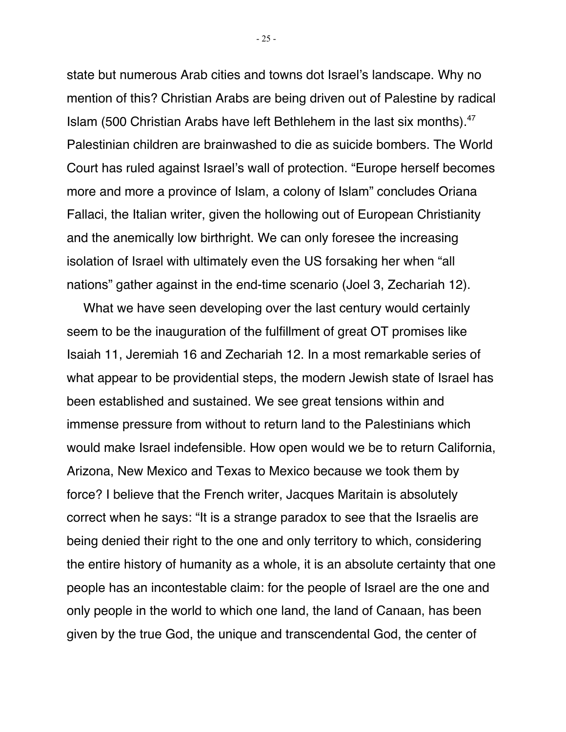state but numerous Arab cities and towns dot Israel's landscape. Why no mention of this? Christian Arabs are being driven out of Palestine by radical Islam (500 Christian Arabs have left Bethlehem in the last six months).[47] Palestinian children are brainwashed to die as suicide bombers. The World Court has ruled against Israel's wall of protection. "Europe herself becomes more and more a province of Islam, a colony of Islam" concludes Oriana Fallaci, the Italian writer, given the hollowing out of European Christianity and the anemically low birthright. We can only foresee the increasing isolation of Israel with ultimately even the US forsaking her when "all nations" gather against in the end-time scenario (Joel 3, Zechariah 12).

What we have seen developing over the last century would certainly seem to be the inauguration of the fulfillment of great OT promises like Isaiah 11, Jeremiah 16 and Zechariah 12. In a most remarkable series of what appear to be providential steps, the modern Jewish state of Israel has been established and sustained. We see great tensions within and immense pressure from without to return land to the Palestinians which would make Israel indefensible. How open would we be to return California, Arizona, New Mexico and Texas to Mexico because we took them by force? I believe that the French writer, Jacques Maritain is absolutely correct when he says: "It is a strange paradox to see that the Israelis are being denied their right to the one and only territory to which, considering the entire history of humanity as a whole, it is an absolute certainty that one people has an incontestable claim: for the people of Israel are the one and only people in the world to which one land, the land of Canaan, has been given by the true God, the unique and transcendental God, the center of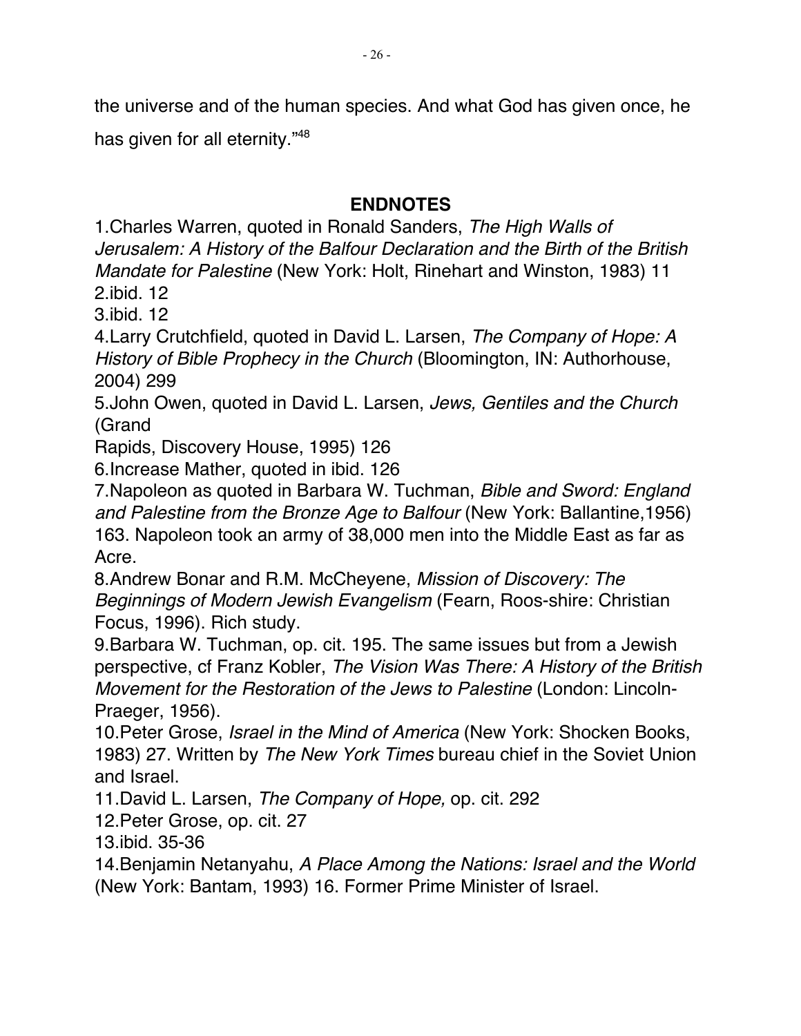the universe and of the human species. And what God has given once, he has given for all eternity."[48]

## ENDNOTES

1.Charles Warren, quoted in Ronald Sanders, *The High Walls of Jerusalem: A History of the Balfour Declaration and the Birth of the British Mandate for Palestine* (New York: Holt, Rinehart and Winston, 1983) 11
2.ibid. 12
3.ibid. 12
4.Larry Crutchfield, quoted in David L. Larsen, *The Company of Hope: A History of Bible Prophecy in the Church* (Bloomington, IN: Authorhouse, 2004) 299
5.John Owen, quoted in David L. Larsen, *Jews, Gentiles and the Church* (Grand Rapids, Discovery House, 1995) 126
6.Increase Mather, quoted in ibid. 126
7.Napoleon as quoted in Barbara W. Tuchman, *Bible and Sword: England and Palestine from the Bronze Age to Balfour* (New York: Ballantine,1956) 163. Napoleon took an army of 38,000 men into the Middle East as far as Acre.
8.Andrew Bonar and R.M. McCheyene, *Mission of Discovery: The Beginnings of Modern Jewish Evangelism* (Fearn, Roos-shire: Christian Focus, 1996). Rich study.
9.Barbara W. Tuchman, op. cit. 195. The same issues but from a Jewish perspective, cf Franz Kobler, *The Vision Was There: A History of the British Movement for the Restoration of the Jews to Palestine* (London: Lincoln-Praeger, 1956).
10.Peter Grose, *Israel in the Mind of America* (New York: Shocken Books, 1983) 27. Written by *The New York Times* bureau chief in the Soviet Union and Israel.
11.David L. Larsen, *The Company of Hope,* op. cit. 292
12.Peter Grose, op. cit. 27
13.ibid. 35-36
14.Benjamin Netanyahu, *A Place Among the Nations: Israel and the World* (New York: Bantam, 1993) 16. Former Prime Minister of Israel.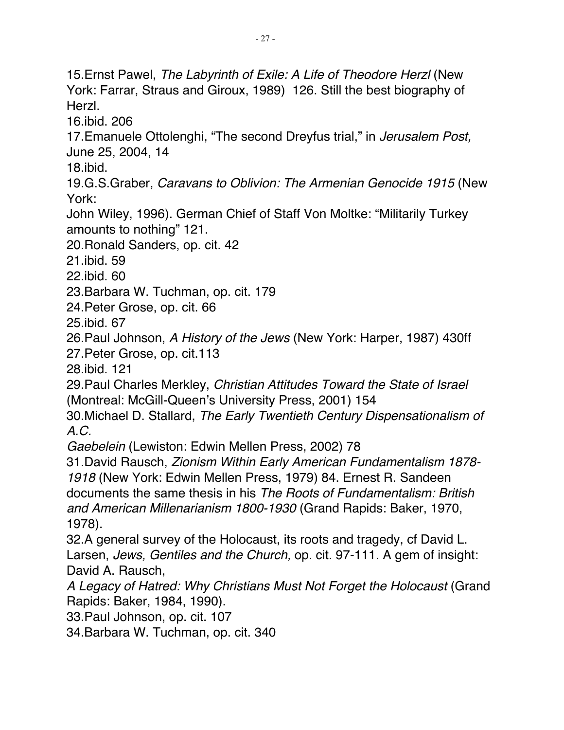15.Ernst Pawel, *The Labyrinth of Exile: A Life of Theodore Herzl* (New York: Farrar, Straus and Giroux, 1989) 126. Still the best biography of Herzl.

16.ibid. 206

17.Emanuele Ottolenghi, "The second Dreyfus trial," in *Jerusalem Post,* June 25, 2004, 14

18.ibid.

19.G.S.Graber, *Caravans to Oblivion: The Armenian Genocide 1915* (New York:
John Wiley, 1996). German Chief of Staff Von Moltke: "Militarily Turkey amounts to nothing" 121.

20.Ronald Sanders, op. cit. 42

21.ibid. 59

22.ibid. 60

23.Barbara W. Tuchman, op. cit. 179

24.Peter Grose, op. cit. 66

25.ibid. 67

26.Paul Johnson, *A History of the Jews* (New York: Harper, 1987) 430ff

27.Peter Grose, op. cit.113

28.ibid. 121

29.Paul Charles Merkley, *Christian Attitudes Toward the State of Israel* (Montreal: McGill-Queen's University Press, 2001) 154

30.Michael D. Stallard, *The Early Twentieth Century Dispensationalism of A.C.
Gaebelein* (Lewiston: Edwin Mellen Press, 2002) 78

31.David Rausch, *Zionism Within Early American Fundamentalism 1878-1918* (New York: Edwin Mellen Press, 1979) 84. Ernest R. Sandeen documents the same thesis in his *The Roots of Fundamentalism: British and American Millenarianism 1800-1930* (Grand Rapids: Baker, 1970, 1978).

32.A general survey of the Holocaust, its roots and tragedy, cf David L. Larsen, *Jews, Gentiles and the Church,* op. cit. 97-111. A gem of insight: David A. Rausch,
*A Legacy of Hatred: Why Christians Must Not Forget the Holocaust* (Grand Rapids: Baker, 1984, 1990).

33.Paul Johnson, op. cit. 107

34.Barbara W. Tuchman, op. cit. 340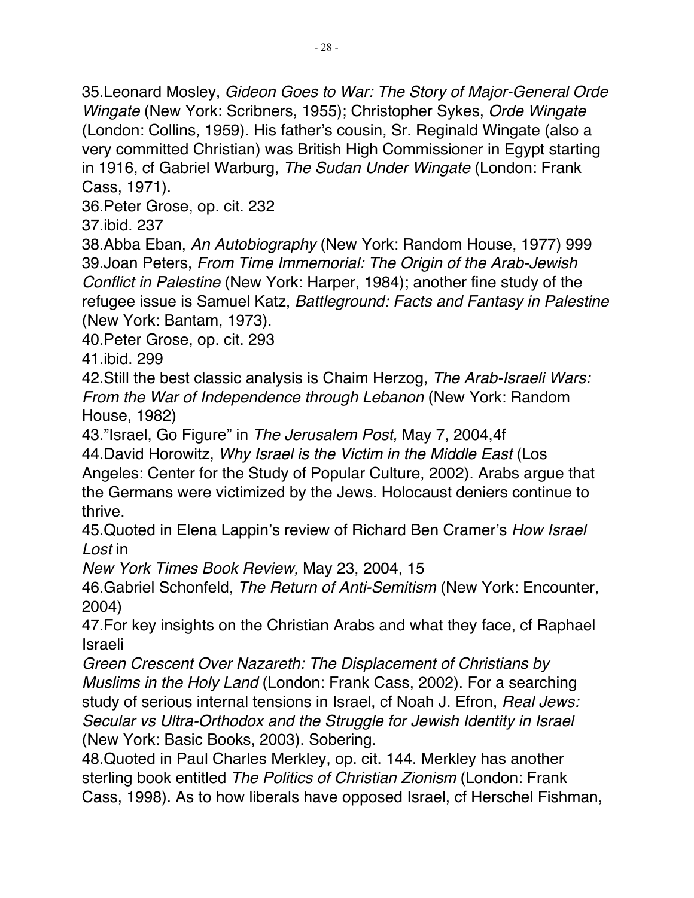35.Leonard Mosley, *Gideon Goes to War: The Story of Major-General Orde Wingate* (New York: Scribners, 1955); Christopher Sykes, *Orde Wingate* (London: Collins, 1959). His father's cousin, Sr. Reginald Wingate (also a very committed Christian) was British High Commissioner in Egypt starting in 1916, cf Gabriel Warburg, *The Sudan Under Wingate* (London: Frank Cass, 1971).

36.Peter Grose, op. cit. 232

37.ibid. 237

38.Abba Eban, *An Autobiography* (New York: Random House, 1977) 999

39.Joan Peters, *From Time Immemorial: The Origin of the Arab-Jewish Conflict in Palestine* (New York: Harper, 1984); another fine study of the refugee issue is Samuel Katz, *Battleground: Facts and Fantasy in Palestine* (New York: Bantam, 1973).

40.Peter Grose, op. cit. 293

41.ibid. 299

42.Still the best classic analysis is Chaim Herzog, *The Arab-Israeli Wars: From the War of Independence through Lebanon* (New York: Random House, 1982)

43."Israel, Go Figure" in *The Jerusalem Post,* May 7, 2004,4f

44.David Horowitz, *Why Israel is the Victim in the Middle East* (Los Angeles: Center for the Study of Popular Culture, 2002). Arabs argue that the Germans were victimized by the Jews. Holocaust deniers continue to thrive.

45.Quoted in Elena Lappin's review of Richard Ben Cramer's *How Israel Lost* in *New York Times Book Review,* May 23, 2004, 15

46.Gabriel Schonfeld, *The Return of Anti-Semitism* (New York: Encounter, 2004)

47.For key insights on the Christian Arabs and what they face, cf Raphael Israeli *Green Crescent Over Nazareth: The Displacement of Christians by Muslims in the Holy Land* (London: Frank Cass, 2002). For a searching study of serious internal tensions in Israel, cf Noah J. Efron, *Real Jews: Secular vs Ultra-Orthodox and the Struggle for Jewish Identity in Israel* (New York: Basic Books, 2003). Sobering.

48.Quoted in Paul Charles Merkley, op. cit. 144. Merkley has another sterling book entitled *The Politics of Christian Zionism* (London: Frank Cass, 1998). As to how liberals have opposed Israel, cf Herschel Fishman,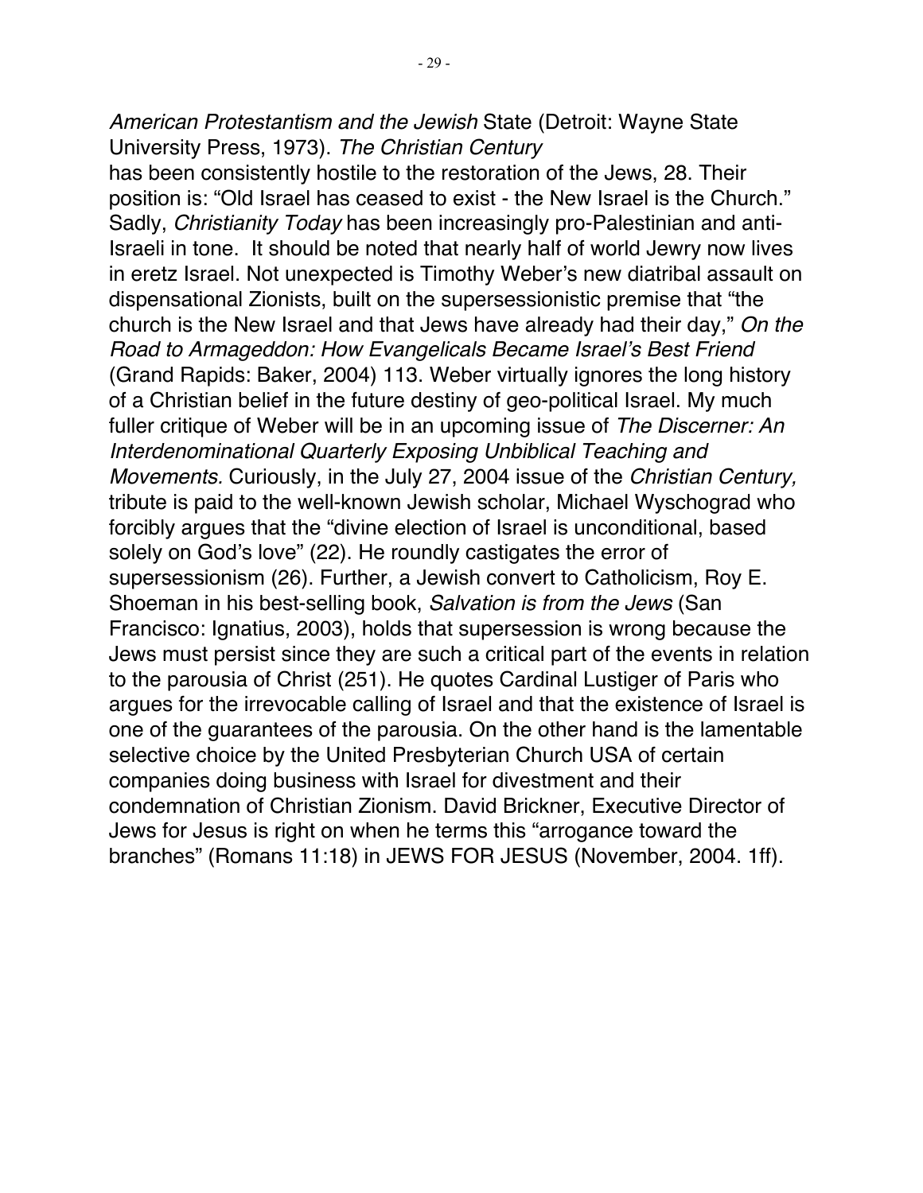*American Protestantism and the Jewish* State (Detroit: Wayne State University Press, 1973). *The Christian Century* has been consistently hostile to the restoration of the Jews, 28. Their position is: "Old Israel has ceased to exist - the New Israel is the Church." Sadly, *Christianity Today* has been increasingly pro-Palestinian and anti-Israeli in tone. It should be noted that nearly half of world Jewry now lives in eretz Israel. Not unexpected is Timothy Weber's new diatribal assault on dispensational Zionists, built on the supersessionistic premise that "the church is the New Israel and that Jews have already had their day," *On the Road to Armageddon: How Evangelicals Became Israel's Best Friend* (Grand Rapids: Baker, 2004) 113. Weber virtually ignores the long history of a Christian belief in the future destiny of geo-political Israel. My much fuller critique of Weber will be in an upcoming issue of *The Discerner: An Interdenominational Quarterly Exposing Unbiblical Teaching and Movements.* Curiously, in the July 27, 2004 issue of the *Christian Century,* tribute is paid to the well-known Jewish scholar, Michael Wyschograd who forcibly argues that the "divine election of Israel is unconditional, based solely on God's love" (22). He roundly castigates the error of supersessionism (26). Further, a Jewish convert to Catholicism, Roy E. Shoeman in his best-selling book, *Salvation is from the Jews* (San Francisco: Ignatius, 2003), holds that supersession is wrong because the Jews must persist since they are such a critical part of the events in relation to the parousia of Christ (251). He quotes Cardinal Lustiger of Paris who argues for the irrevocable calling of Israel and that the existence of Israel is one of the guarantees of the parousia. On the other hand is the lamentable selective choice by the United Presbyterian Church USA of certain companies doing business with Israel for divestment and their condemnation of Christian Zionism. David Brickner, Executive Director of Jews for Jesus is right on when he terms this "arrogance toward the branches" (Romans 11:18) in JEWS FOR JESUS (November, 2004. 1ff).